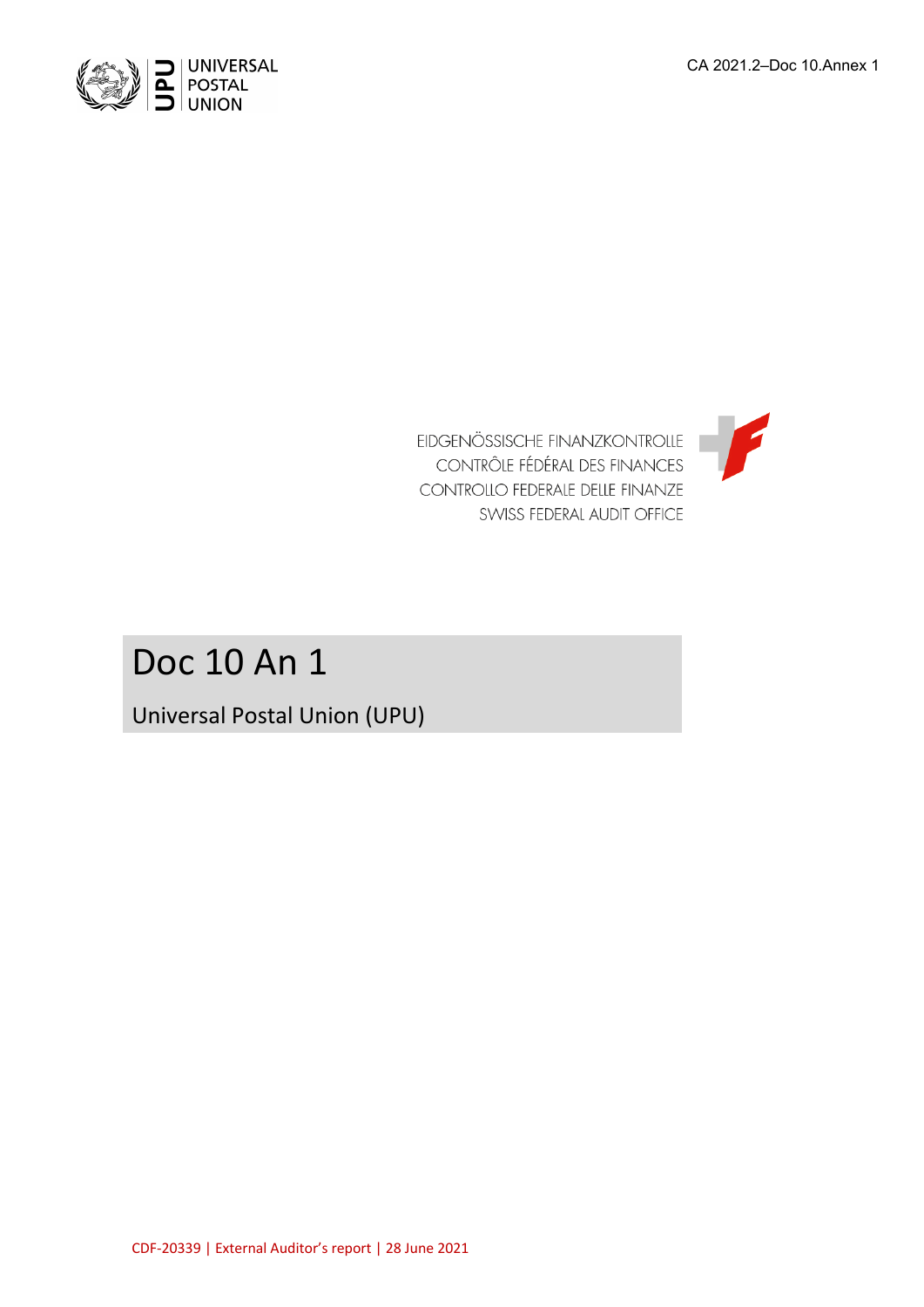UNIVERSAL POSTAL UNION

CA 2021.2–Doc 10.Annex 1

EIDGENÖSSISCHE FINANZKONTROLLE
CONTRÔLE FÉDÉRAL DES FINANCES
CONTROLLO FEDERALE DELLE FINANZE
SWISS FEDERAL AUDIT OFFICE

# Doc 10 An 1

Universal Postal Union (UPU)

CDF-20339 | External Auditor's report | 28 June 2021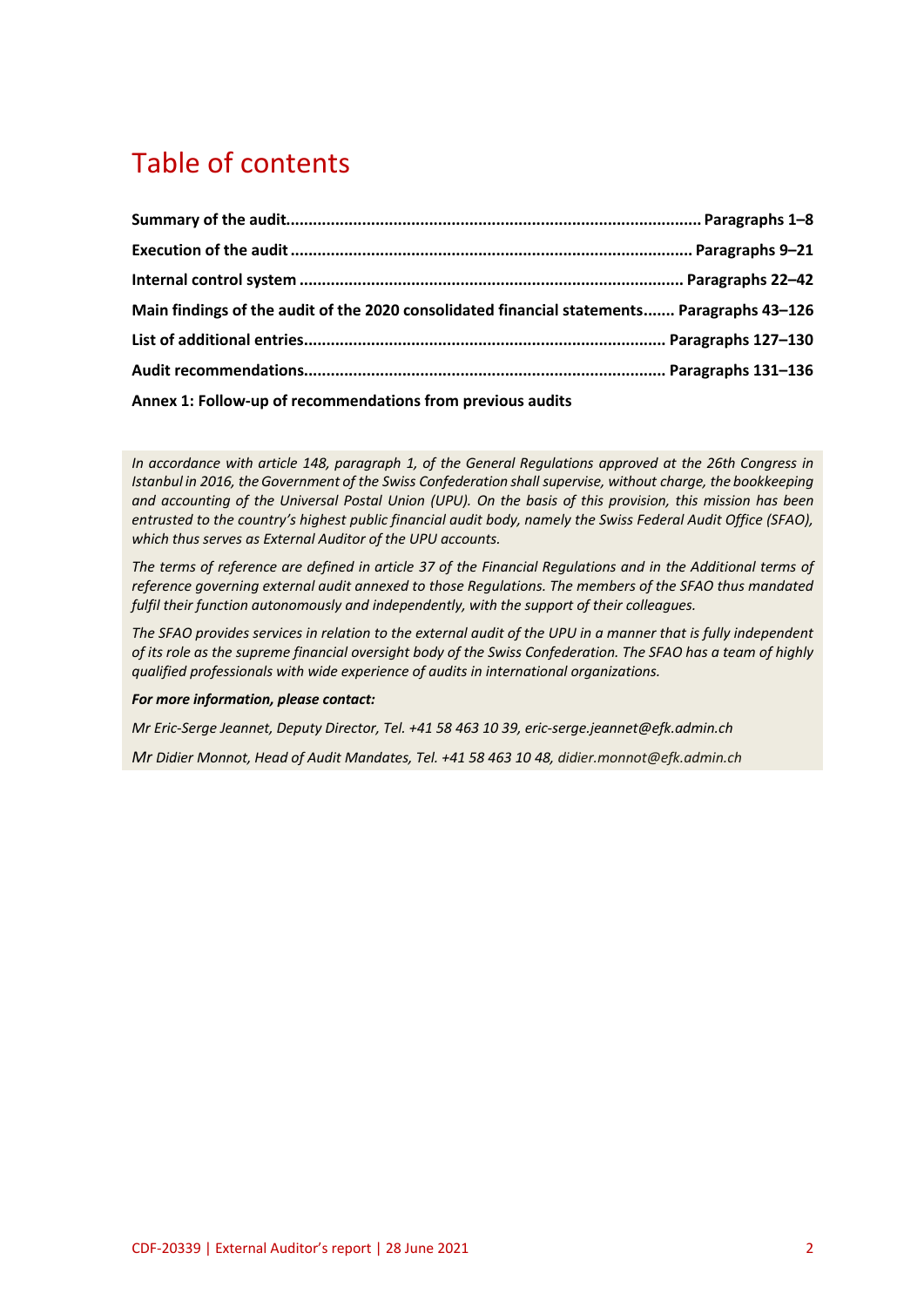# Table of contents

**Summary of the audit............................................................................................ Paragraphs 1–8**

**Execution of the audit ......................................................................................... Paragraphs 9–21**

**Internal control system ..................................................................................... Paragraphs 22–42**

**Main findings of the audit of the 2020 consolidated financial statements....... Paragraphs 43–126**

**List of additional entries................................................................................ Paragraphs 127–130**

**Audit recommendations................................................................................ Paragraphs 131–136**

**Annex 1: Follow-up of recommendations from previous audits**

*In accordance with article 148, paragraph 1, of the General Regulations approved at the 26th Congress in Istanbul in 2016, the Government of the Swiss Confederation shall supervise, without charge, the bookkeeping and accounting of the Universal Postal Union (UPU). On the basis of this provision, this mission has been entrusted to the country's highest public financial audit body, namely the Swiss Federal Audit Office (SFAO), which thus serves as External Auditor of the UPU accounts.*

*The terms of reference are defined in article 37 of the Financial Regulations and in the Additional terms of reference governing external audit annexed to those Regulations. The members of the SFAO thus mandated fulfil their function autonomously and independently, with the support of their colleagues.*

*The SFAO provides services in relation to the external audit of the UPU in a manner that is fully independent of its role as the supreme financial oversight body of the Swiss Confederation. The SFAO has a team of highly qualified professionals with wide experience of audits in international organizations.*

***For more information, please contact:***

*Mr Eric-Serge Jeannet, Deputy Director, Tel. +41 58 463 10 39, eric-serge.jeannet@efk.admin.ch*

*Mr Didier Monnot, Head of Audit Mandates, Tel. +41 58 463 10 48, didier.monnot@efk.admin.ch*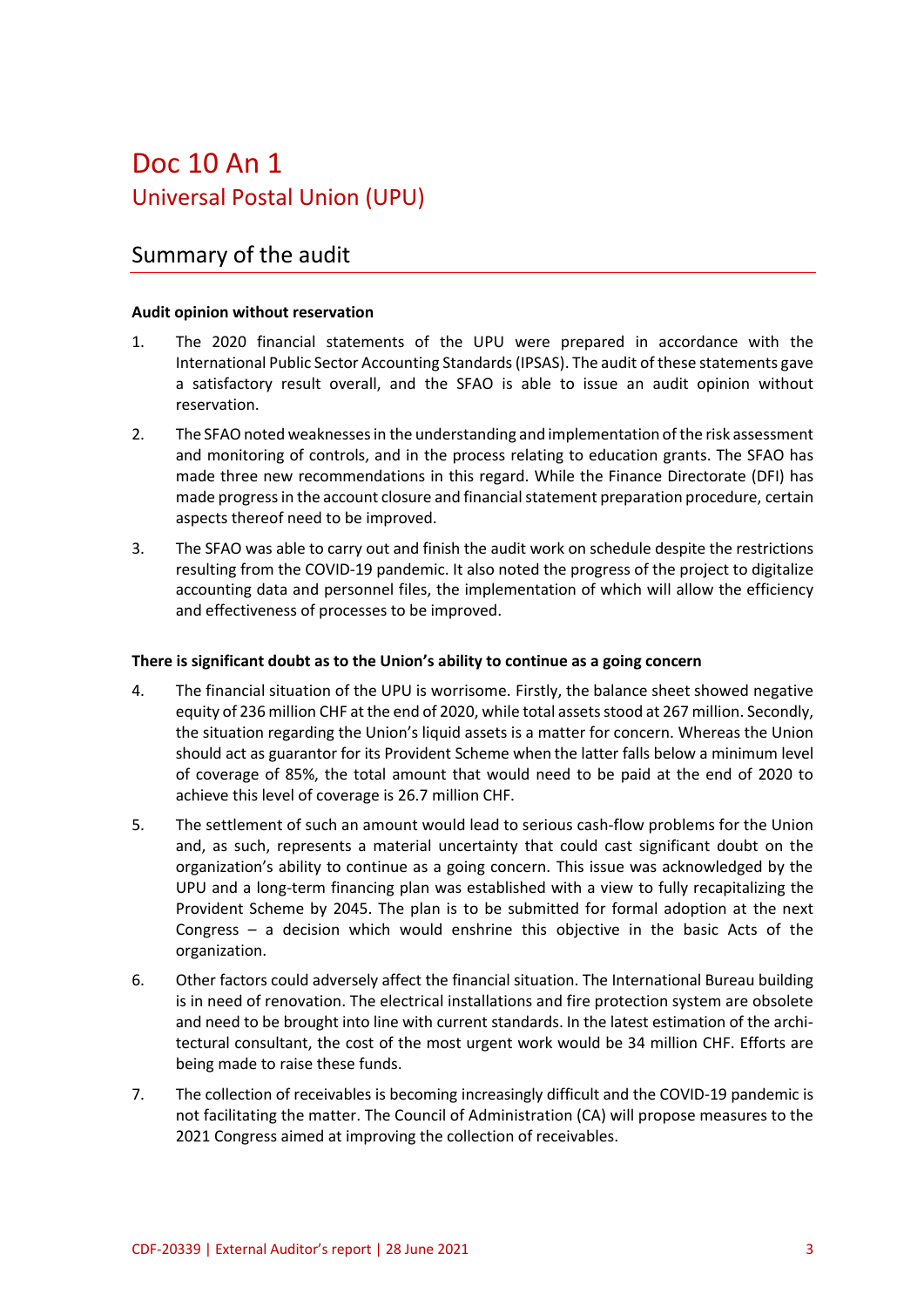# Doc 10 An 1

## Universal Postal Union (UPU)

## Summary of the audit

**Audit opinion without reservation**

1. The 2020 financial statements of the UPU were prepared in accordance with the International Public Sector Accounting Standards (IPSAS). The audit of these statements gave a satisfactory result overall, and the SFAO is able to issue an audit opinion without reservation.

2. The SFAO noted weaknesses in the understanding and implementation of the risk assessment and monitoring of controls, and in the process relating to education grants. The SFAO has made three new recommendations in this regard. While the Finance Directorate (DFI) has made progress in the account closure and financial statement preparation procedure, certain aspects thereof need to be improved.

3. The SFAO was able to carry out and finish the audit work on schedule despite the restrictions resulting from the COVID-19 pandemic. It also noted the progress of the project to digitalize accounting data and personnel files, the implementation of which will allow the efficiency and effectiveness of processes to be improved.

**There is significant doubt as to the Union's ability to continue as a going concern**

4. The financial situation of the UPU is worrisome. Firstly, the balance sheet showed negative equity of 236 million CHF at the end of 2020, while total assets stood at 267 million. Secondly, the situation regarding the Union's liquid assets is a matter for concern. Whereas the Union should act as guarantor for its Provident Scheme when the latter falls below a minimum level of coverage of 85%, the total amount that would need to be paid at the end of 2020 to achieve this level of coverage is 26.7 million CHF.

5. The settlement of such an amount would lead to serious cash-flow problems for the Union and, as such, represents a material uncertainty that could cast significant doubt on the organization's ability to continue as a going concern. This issue was acknowledged by the UPU and a long-term financing plan was established with a view to fully recapitalizing the Provident Scheme by 2045. The plan is to be submitted for formal adoption at the next Congress – a decision which would enshrine this objective in the basic Acts of the organization.

6. Other factors could adversely affect the financial situation. The International Bureau building is in need of renovation. The electrical installations and fire protection system are obsolete and need to be brought into line with current standards. In the latest estimation of the architectural consultant, the cost of the most urgent work would be 34 million CHF. Efforts are being made to raise these funds.

7. The collection of receivables is becoming increasingly difficult and the COVID-19 pandemic is not facilitating the matter. The Council of Administration (CA) will propose measures to the 2021 Congress aimed at improving the collection of receivables.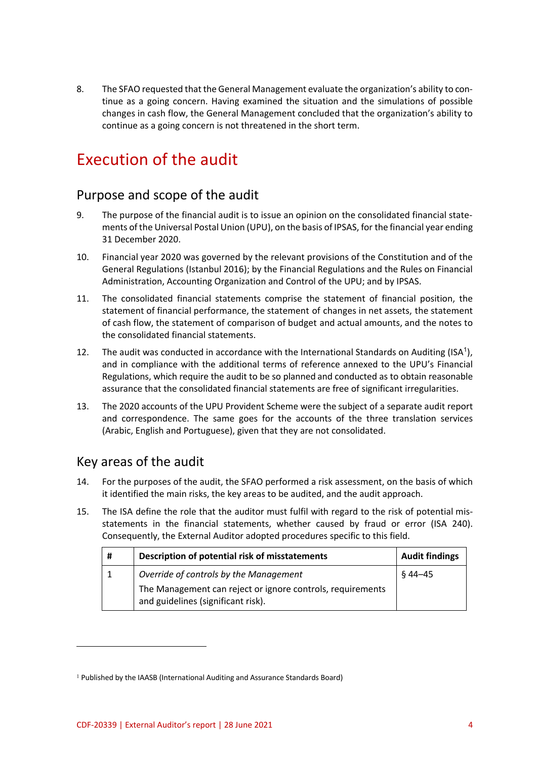8. The SFAO requested that the General Management evaluate the organization's ability to continue as a going concern. Having examined the situation and the simulations of possible changes in cash flow, the General Management concluded that the organization's ability to continue as a going concern is not threatened in the short term.

# Execution of the audit

## Purpose and scope of the audit

9. The purpose of the financial audit is to issue an opinion on the consolidated financial statements of the Universal Postal Union (UPU), on the basis of IPSAS, for the financial year ending 31 December 2020.

10. Financial year 2020 was governed by the relevant provisions of the Constitution and of the General Regulations (Istanbul 2016); by the Financial Regulations and the Rules on Financial Administration, Accounting Organization and Control of the UPU; and by IPSAS.

11. The consolidated financial statements comprise the statement of financial position, the statement of financial performance, the statement of changes in net assets, the statement of cash flow, the statement of comparison of budget and actual amounts, and the notes to the consolidated financial statements.

12. The audit was conducted in accordance with the International Standards on Auditing (ISA[1]), and in compliance with the additional terms of reference annexed to the UPU's Financial Regulations, which require the audit to be so planned and conducted as to obtain reasonable assurance that the consolidated financial statements are free of significant irregularities.

13. The 2020 accounts of the UPU Provident Scheme were the subject of a separate audit report and correspondence. The same goes for the accounts of the three translation services (Arabic, English and Portuguese), given that they are not consolidated.

## Key areas of the audit

14. For the purposes of the audit, the SFAO performed a risk assessment, on the basis of which it identified the main risks, the key areas to be audited, and the audit approach.

15. The ISA define the role that the auditor must fulfil with regard to the risk of potential misstatements in the financial statements, whether caused by fraud or error (ISA 240). Consequently, the External Auditor adopted procedures specific to this field.

| # | Description of potential risk of misstatements | Audit findings |
|---|---|---|
| 1 | *Override of controls by the Management*<br>The Management can reject or ignore controls, requirements and guidelines (significant risk). | § 44–45 |

[1] Published by the IAASB (International Auditing and Assurance Standards Board)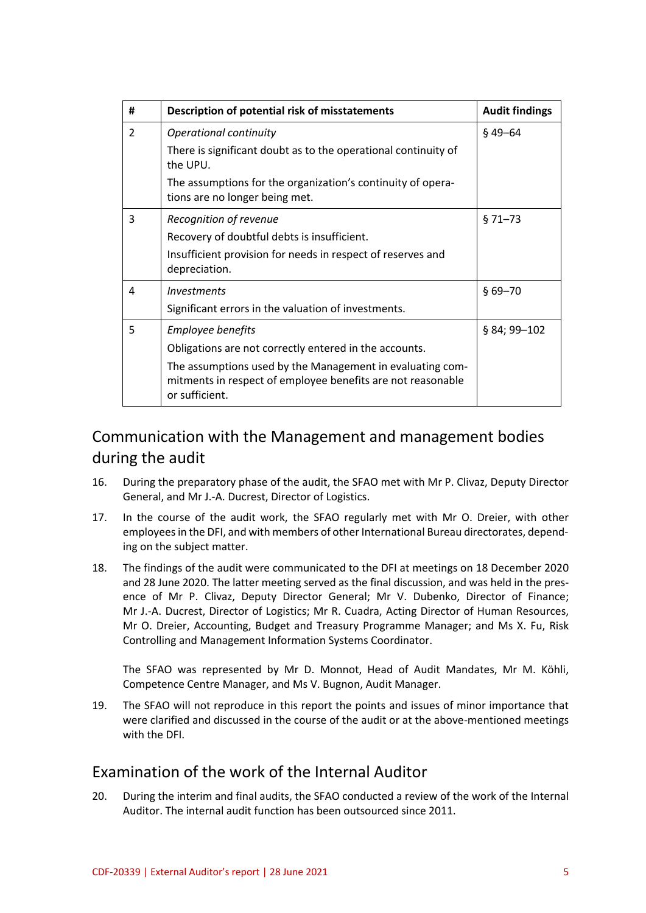| # | Description of potential risk of misstatements | Audit findings |
| --- | --- | --- |
| 2 | *Operational continuity*<br>There is significant doubt as to the operational continuity of the UPU.<br>The assumptions for the organization's continuity of operations are no longer being met. | § 49–64 |
| 3 | *Recognition of revenue*<br>Recovery of doubtful debts is insufficient.<br>Insufficient provision for needs in respect of reserves and depreciation. | § 71–73 |
| 4 | *Investments*<br>Significant errors in the valuation of investments. | § 69–70 |
| 5 | *Employee benefits*<br>Obligations are not correctly entered in the accounts.<br>The assumptions used by the Management in evaluating commitments in respect of employee benefits are not reasonable or sufficient. | § 84; 99–102 |

## Communication with the Management and management bodies during the audit

16. During the preparatory phase of the audit, the SFAO met with Mr P. Clivaz, Deputy Director General, and Mr J.-A. Ducrest, Director of Logistics.

17. In the course of the audit work, the SFAO regularly met with Mr O. Dreier, with other employees in the DFI, and with members of other International Bureau directorates, depending on the subject matter.

18. The findings of the audit were communicated to the DFI at meetings on 18 December 2020 and 28 June 2020. The latter meeting served as the final discussion, and was held in the presence of Mr P. Clivaz, Deputy Director General; Mr V. Dubenko, Director of Finance; Mr J.-A. Ducrest, Director of Logistics; Mr R. Cuadra, Acting Director of Human Resources, Mr O. Dreier, Accounting, Budget and Treasury Programme Manager; and Ms X. Fu, Risk Controlling and Management Information Systems Coordinator.

    The SFAO was represented by Mr D. Monnot, Head of Audit Mandates, Mr M. Köhli, Competence Centre Manager, and Ms V. Bugnon, Audit Manager.

19. The SFAO will not reproduce in this report the points and issues of minor importance that were clarified and discussed in the course of the audit or at the above-mentioned meetings with the DFI.

## Examination of the work of the Internal Auditor

20. During the interim and final audits, the SFAO conducted a review of the work of the Internal Auditor. The internal audit function has been outsourced since 2011.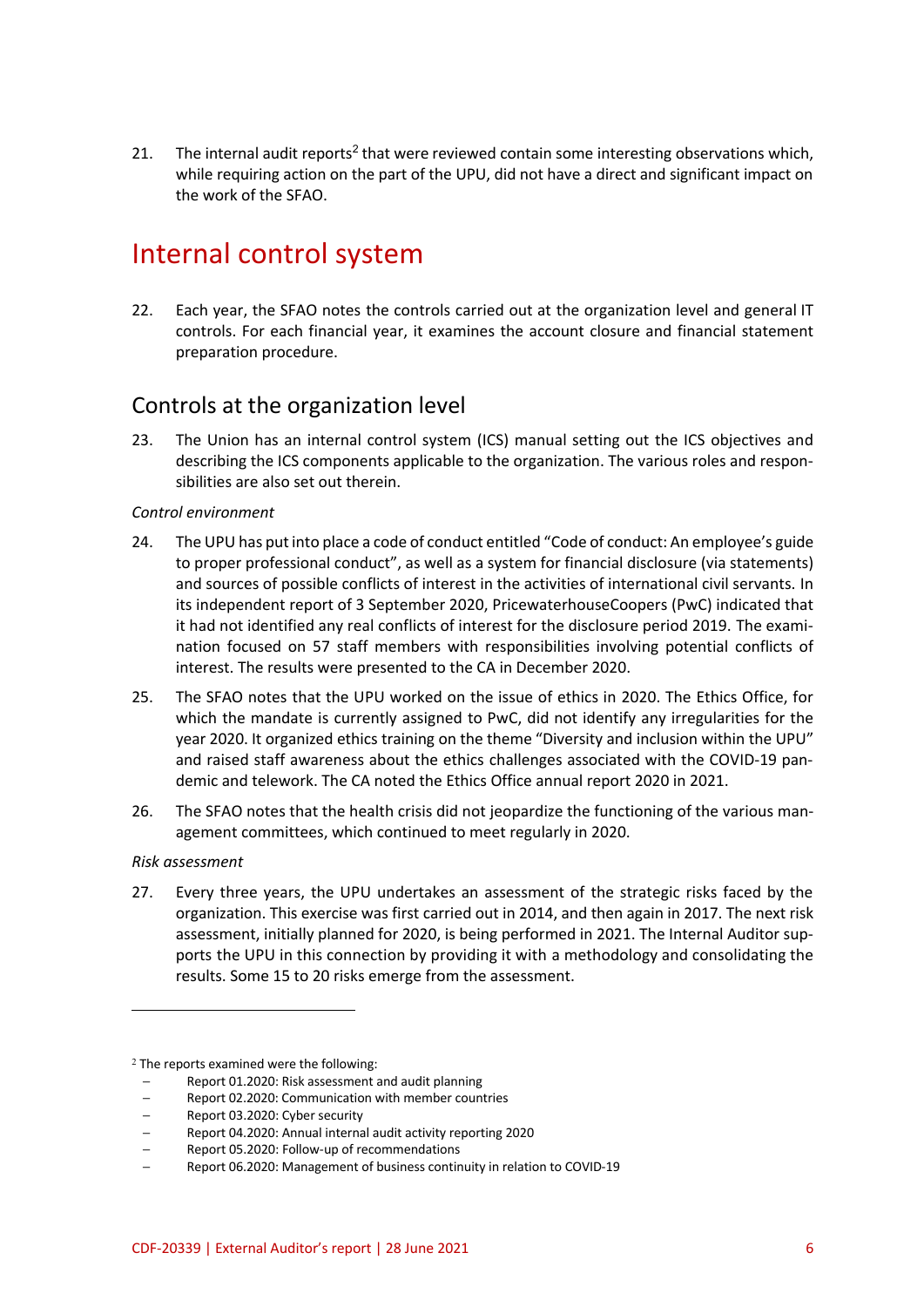21. The internal audit reports[2] that were reviewed contain some interesting observations which, while requiring action on the part of the UPU, did not have a direct and significant impact on the work of the SFAO.

# Internal control system

22. Each year, the SFAO notes the controls carried out at the organization level and general IT controls. For each financial year, it examines the account closure and financial statement preparation procedure.

## Controls at the organization level

23. The Union has an internal control system (ICS) manual setting out the ICS objectives and describing the ICS components applicable to the organization. The various roles and responsibilities are also set out therein.

*Control environment*

24. The UPU has put into place a code of conduct entitled "Code of conduct: An employee's guide to proper professional conduct", as well as a system for financial disclosure (via statements) and sources of possible conflicts of interest in the activities of international civil servants. In its independent report of 3 September 2020, PricewaterhouseCoopers (PwC) indicated that it had not identified any real conflicts of interest for the disclosure period 2019. The examination focused on 57 staff members with responsibilities involving potential conflicts of interest. The results were presented to the CA in December 2020.

25. The SFAO notes that the UPU worked on the issue of ethics in 2020. The Ethics Office, for which the mandate is currently assigned to PwC, did not identify any irregularities for the year 2020. It organized ethics training on the theme "Diversity and inclusion within the UPU" and raised staff awareness about the ethics challenges associated with the COVID-19 pandemic and telework. The CA noted the Ethics Office annual report 2020 in 2021.

26. The SFAO notes that the health crisis did not jeopardize the functioning of the various management committees, which continued to meet regularly in 2020.

*Risk assessment*

27. Every three years, the UPU undertakes an assessment of the strategic risks faced by the organization. This exercise was first carried out in 2014, and then again in 2017. The next risk assessment, initially planned for 2020, is being performed in 2021. The Internal Auditor supports the UPU in this connection by providing it with a methodology and consolidating the results. Some 15 to 20 risks emerge from the assessment.

---

[2] The reports examined were the following:

- Report 01.2020: Risk assessment and audit planning
- Report 02.2020: Communication with member countries
- Report 03.2020: Cyber security
- Report 04.2020: Annual internal audit activity reporting 2020
- Report 05.2020: Follow-up of recommendations
- Report 06.2020: Management of business continuity in relation to COVID-19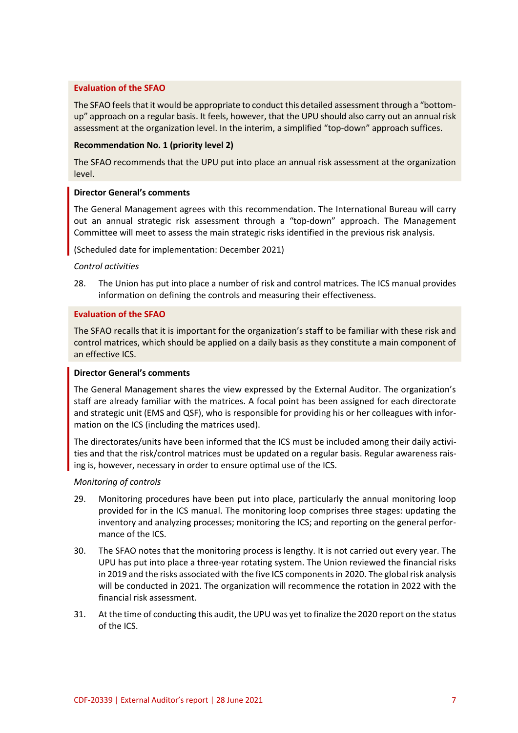**Evaluation of the SFAO**

The SFAO feels that it would be appropriate to conduct this detailed assessment through a "bottom-up" approach on a regular basis. It feels, however, that the UPU should also carry out an annual risk assessment at the organization level. In the interim, a simplified "top-down" approach suffices.

**Recommendation No. 1 (priority level 2)**

The SFAO recommends that the UPU put into place an annual risk assessment at the organization level.

**Director General's comments**

The General Management agrees with this recommendation. The International Bureau will carry out an annual strategic risk assessment through a "top-down" approach. The Management Committee will meet to assess the main strategic risks identified in the previous risk analysis.

(Scheduled date for implementation: December 2021)

*Control activities*

28. The Union has put into place a number of risk and control matrices. The ICS manual provides information on defining the controls and measuring their effectiveness.

**Evaluation of the SFAO**

The SFAO recalls that it is important for the organization's staff to be familiar with these risk and control matrices, which should be applied on a daily basis as they constitute a main component of an effective ICS.

**Director General's comments**

The General Management shares the view expressed by the External Auditor. The organization's staff are already familiar with the matrices. A focal point has been assigned for each directorate and strategic unit (EMS and QSF), who is responsible for providing his or her colleagues with information on the ICS (including the matrices used).

The directorates/units have been informed that the ICS must be included among their daily activities and that the risk/control matrices must be updated on a regular basis. Regular awareness raising is, however, necessary in order to ensure optimal use of the ICS.

*Monitoring of controls*

29. Monitoring procedures have been put into place, particularly the annual monitoring loop provided for in the ICS manual. The monitoring loop comprises three stages: updating the inventory and analyzing processes; monitoring the ICS; and reporting on the general performance of the ICS.

30. The SFAO notes that the monitoring process is lengthy. It is not carried out every year. The UPU has put into place a three-year rotating system. The Union reviewed the financial risks in 2019 and the risks associated with the five ICS components in 2020. The global risk analysis will be conducted in 2021. The organization will recommence the rotation in 2022 with the financial risk assessment.

31. At the time of conducting this audit, the UPU was yet to finalize the 2020 report on the status of the ICS.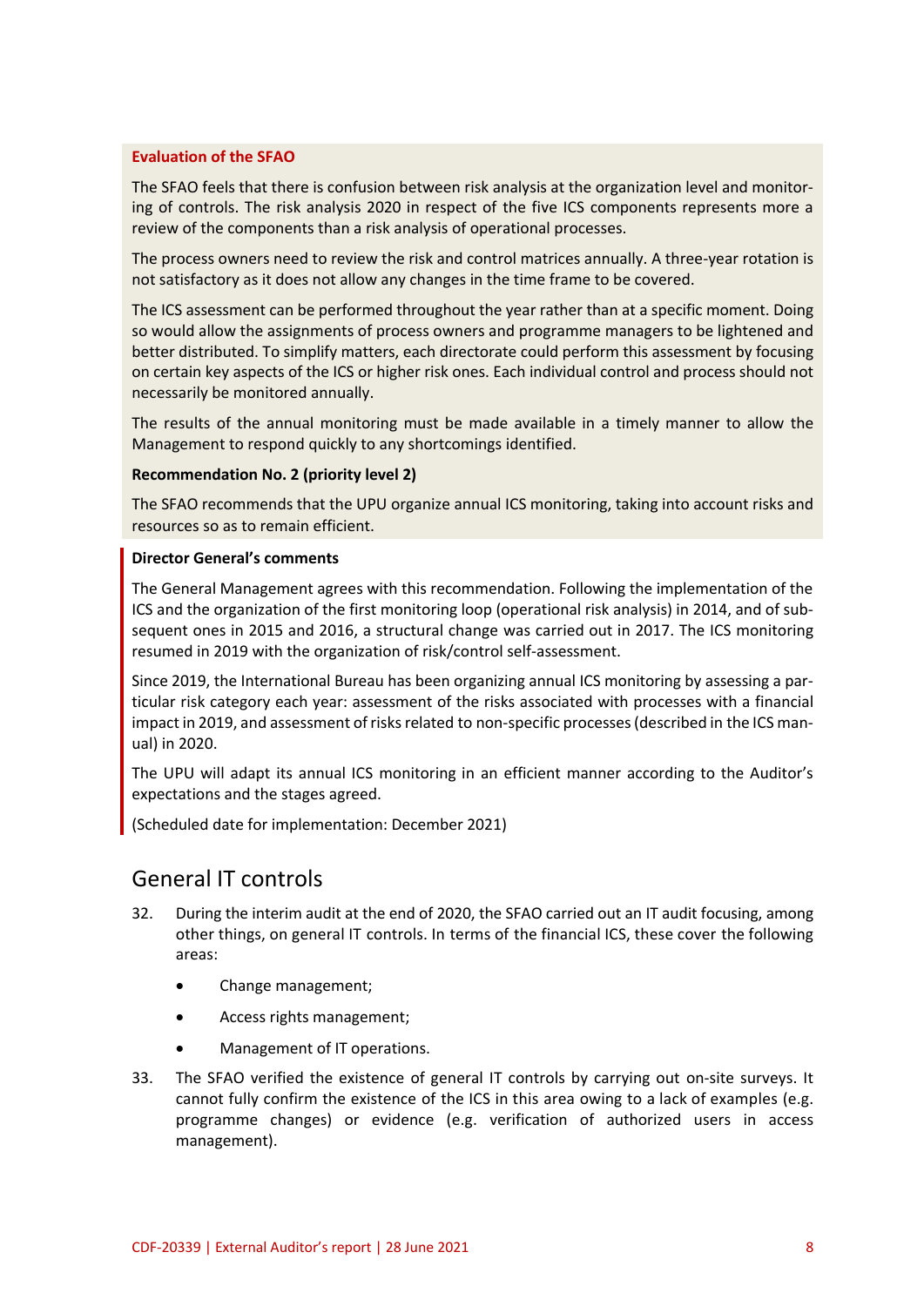**Evaluation of the SFAO**

The SFAO feels that there is confusion between risk analysis at the organization level and monitoring of controls. The risk analysis 2020 in respect of the five ICS components represents more a review of the components than a risk analysis of operational processes.

The process owners need to review the risk and control matrices annually. A three-year rotation is not satisfactory as it does not allow any changes in the time frame to be covered.

The ICS assessment can be performed throughout the year rather than at a specific moment. Doing so would allow the assignments of process owners and programme managers to be lightened and better distributed. To simplify matters, each directorate could perform this assessment by focusing on certain key aspects of the ICS or higher risk ones. Each individual control and process should not necessarily be monitored annually.

The results of the annual monitoring must be made available in a timely manner to allow the Management to respond quickly to any shortcomings identified.

**Recommendation No. 2 (priority level 2)**

The SFAO recommends that the UPU organize annual ICS monitoring, taking into account risks and resources so as to remain efficient.

**Director General's comments**

The General Management agrees with this recommendation. Following the implementation of the ICS and the organization of the first monitoring loop (operational risk analysis) in 2014, and of subsequent ones in 2015 and 2016, a structural change was carried out in 2017. The ICS monitoring resumed in 2019 with the organization of risk/control self-assessment.

Since 2019, the International Bureau has been organizing annual ICS monitoring by assessing a particular risk category each year: assessment of the risks associated with processes with a financial impact in 2019, and assessment of risks related to non-specific processes (described in the ICS manual) in 2020.

The UPU will adapt its annual ICS monitoring in an efficient manner according to the Auditor's expectations and the stages agreed.

(Scheduled date for implementation: December 2021)

## General IT controls

32. During the interim audit at the end of 2020, the SFAO carried out an IT audit focusing, among other things, on general IT controls. In terms of the financial ICS, these cover the following areas:

    - Change management;
    - Access rights management;
    - Management of IT operations.

33. The SFAO verified the existence of general IT controls by carrying out on-site surveys. It cannot fully confirm the existence of the ICS in this area owing to a lack of examples (e.g. programme changes) or evidence (e.g. verification of authorized users in access management).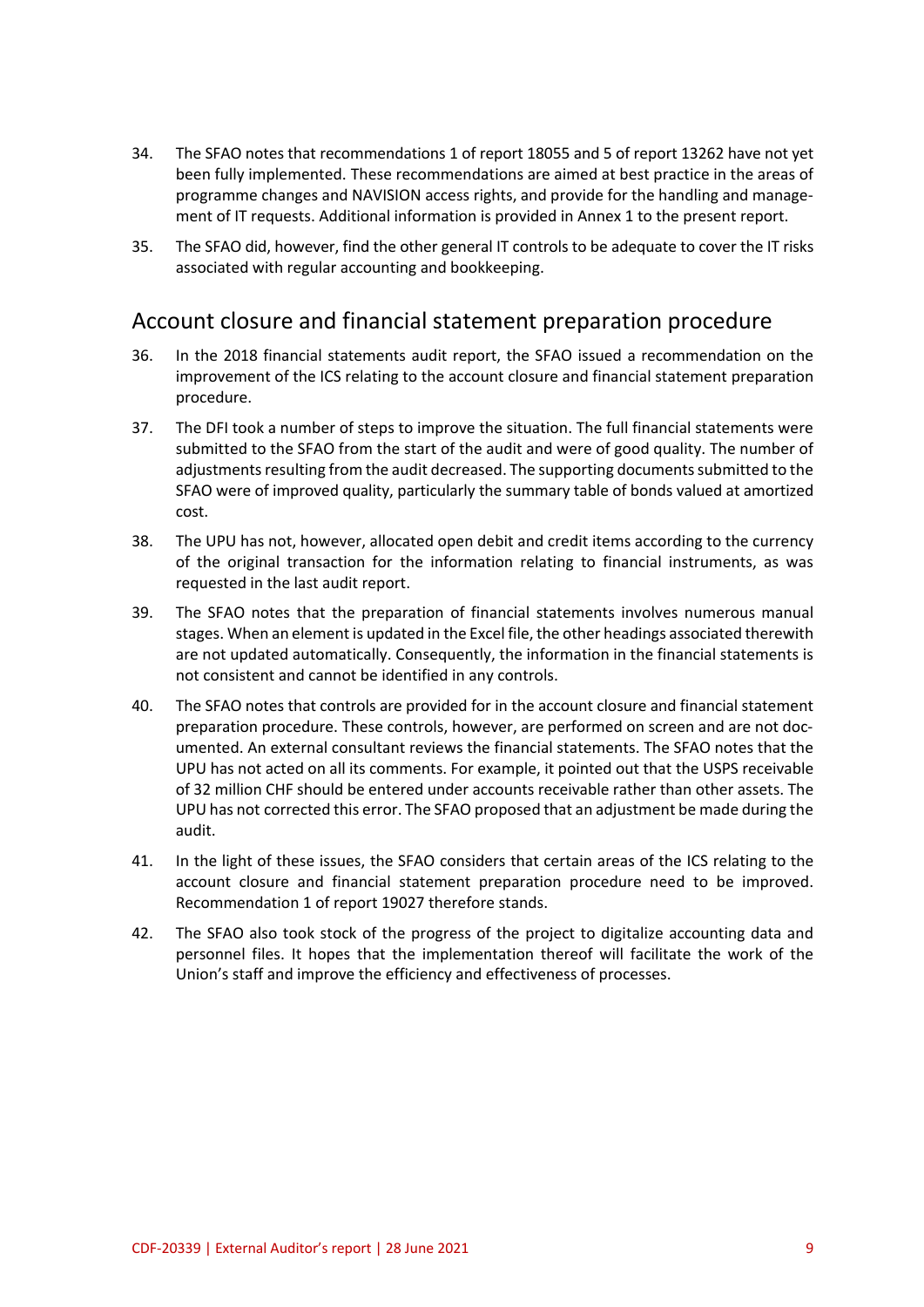34. The SFAO notes that recommendations 1 of report 18055 and 5 of report 13262 have not yet been fully implemented. These recommendations are aimed at best practice in the areas of programme changes and NAVISION access rights, and provide for the handling and management of IT requests. Additional information is provided in Annex 1 to the present report.

35. The SFAO did, however, find the other general IT controls to be adequate to cover the IT risks associated with regular accounting and bookkeeping.

## Account closure and financial statement preparation procedure

36. In the 2018 financial statements audit report, the SFAO issued a recommendation on the improvement of the ICS relating to the account closure and financial statement preparation procedure.

37. The DFI took a number of steps to improve the situation. The full financial statements were submitted to the SFAO from the start of the audit and were of good quality. The number of adjustments resulting from the audit decreased. The supporting documents submitted to the SFAO were of improved quality, particularly the summary table of bonds valued at amortized cost.

38. The UPU has not, however, allocated open debit and credit items according to the currency of the original transaction for the information relating to financial instruments, as was requested in the last audit report.

39. The SFAO notes that the preparation of financial statements involves numerous manual stages. When an element is updated in the Excel file, the other headings associated therewith are not updated automatically. Consequently, the information in the financial statements is not consistent and cannot be identified in any controls.

40. The SFAO notes that controls are provided for in the account closure and financial statement preparation procedure. These controls, however, are performed on screen and are not documented. An external consultant reviews the financial statements. The SFAO notes that the UPU has not acted on all its comments. For example, it pointed out that the USPS receivable of 32 million CHF should be entered under accounts receivable rather than other assets. The UPU has not corrected this error. The SFAO proposed that an adjustment be made during the audit.

41. In the light of these issues, the SFAO considers that certain areas of the ICS relating to the account closure and financial statement preparation procedure need to be improved. Recommendation 1 of report 19027 therefore stands.

42. The SFAO also took stock of the progress of the project to digitalize accounting data and personnel files. It hopes that the implementation thereof will facilitate the work of the Union's staff and improve the efficiency and effectiveness of processes.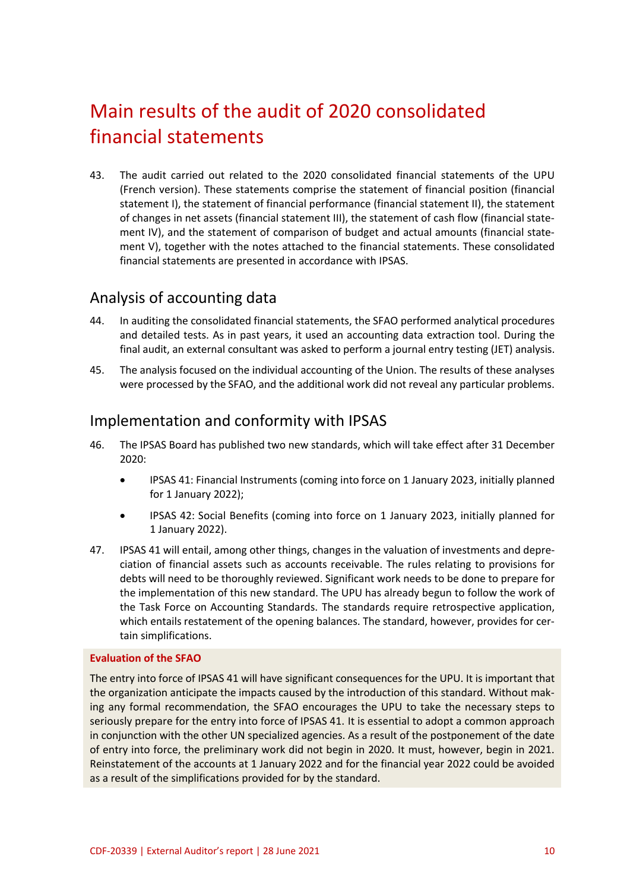# Main results of the audit of 2020 consolidated financial statements

43. The audit carried out related to the 2020 consolidated financial statements of the UPU (French version). These statements comprise the statement of financial position (financial statement I), the statement of financial performance (financial statement II), the statement of changes in net assets (financial statement III), the statement of cash flow (financial statement IV), and the statement of comparison of budget and actual amounts (financial statement V), together with the notes attached to the financial statements. These consolidated financial statements are presented in accordance with IPSAS.

## Analysis of accounting data

44. In auditing the consolidated financial statements, the SFAO performed analytical procedures and detailed tests. As in past years, it used an accounting data extraction tool. During the final audit, an external consultant was asked to perform a journal entry testing (JET) analysis.

45. The analysis focused on the individual accounting of the Union. The results of these analyses were processed by the SFAO, and the additional work did not reveal any particular problems.

## Implementation and conformity with IPSAS

46. The IPSAS Board has published two new standards, which will take effect after 31 December 2020:

- IPSAS 41: Financial Instruments (coming into force on 1 January 2023, initially planned for 1 January 2022);
- IPSAS 42: Social Benefits (coming into force on 1 January 2023, initially planned for 1 January 2022).

47. IPSAS 41 will entail, among other things, changes in the valuation of investments and depreciation of financial assets such as accounts receivable. The rules relating to provisions for debts will need to be thoroughly reviewed. Significant work needs to be done to prepare for the implementation of this new standard. The UPU has already begun to follow the work of the Task Force on Accounting Standards. The standards require retrospective application, which entails restatement of the opening balances. The standard, however, provides for certain simplifications.

**Evaluation of the SFAO**

The entry into force of IPSAS 41 will have significant consequences for the UPU. It is important that the organization anticipate the impacts caused by the introduction of this standard. Without making any formal recommendation, the SFAO encourages the UPU to take the necessary steps to seriously prepare for the entry into force of IPSAS 41. It is essential to adopt a common approach in conjunction with the other UN specialized agencies. As a result of the postponement of the date of entry into force, the preliminary work did not begin in 2020. It must, however, begin in 2021. Reinstatement of the accounts at 1 January 2022 and for the financial year 2022 could be avoided as a result of the simplifications provided for by the standard.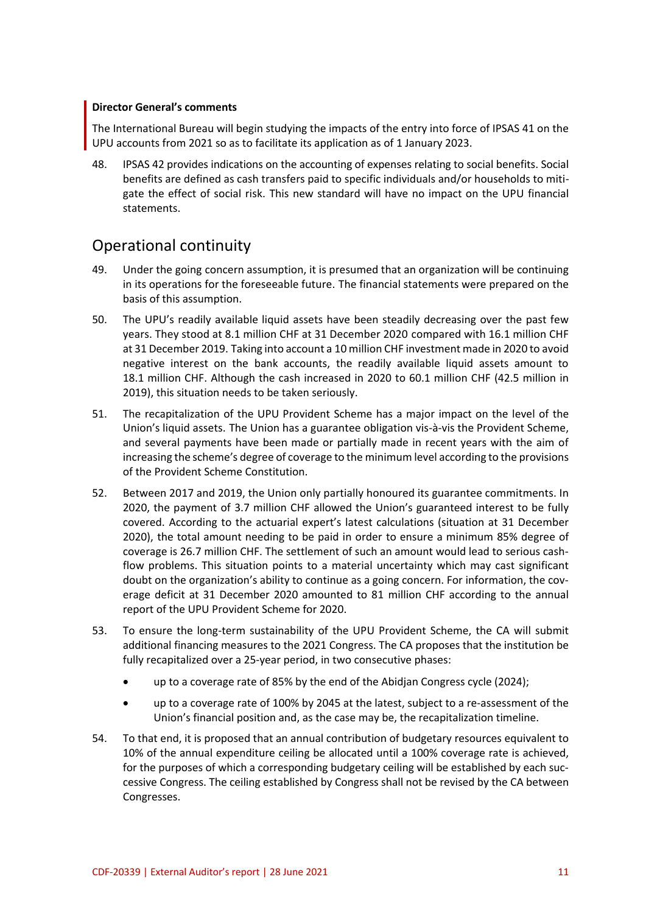**Director General's comments**

The International Bureau will begin studying the impacts of the entry into force of IPSAS 41 on the UPU accounts from 2021 so as to facilitate its application as of 1 January 2023.

48. IPSAS 42 provides indications on the accounting of expenses relating to social benefits. Social benefits are defined as cash transfers paid to specific individuals and/or households to mitigate the effect of social risk. This new standard will have no impact on the UPU financial statements.

## Operational continuity

49. Under the going concern assumption, it is presumed that an organization will be continuing in its operations for the foreseeable future. The financial statements were prepared on the basis of this assumption.

50. The UPU's readily available liquid assets have been steadily decreasing over the past few years. They stood at 8.1 million CHF at 31 December 2020 compared with 16.1 million CHF at 31 December 2019. Taking into account a 10 million CHF investment made in 2020 to avoid negative interest on the bank accounts, the readily available liquid assets amount to 18.1 million CHF. Although the cash increased in 2020 to 60.1 million CHF (42.5 million in 2019), this situation needs to be taken seriously.

51. The recapitalization of the UPU Provident Scheme has a major impact on the level of the Union's liquid assets. The Union has a guarantee obligation vis-à-vis the Provident Scheme, and several payments have been made or partially made in recent years with the aim of increasing the scheme's degree of coverage to the minimum level according to the provisions of the Provident Scheme Constitution.

52. Between 2017 and 2019, the Union only partially honoured its guarantee commitments. In 2020, the payment of 3.7 million CHF allowed the Union's guaranteed interest to be fully covered. According to the actuarial expert's latest calculations (situation at 31 December 2020), the total amount needing to be paid in order to ensure a minimum 85% degree of coverage is 26.7 million CHF. The settlement of such an amount would lead to serious cash-flow problems. This situation points to a material uncertainty which may cast significant doubt on the organization's ability to continue as a going concern. For information, the coverage deficit at 31 December 2020 amounted to 81 million CHF according to the annual report of the UPU Provident Scheme for 2020.

53. To ensure the long-term sustainability of the UPU Provident Scheme, the CA will submit additional financing measures to the 2021 Congress. The CA proposes that the institution be fully recapitalized over a 25-year period, in two consecutive phases:

- up to a coverage rate of 85% by the end of the Abidjan Congress cycle (2024);
- up to a coverage rate of 100% by 2045 at the latest, subject to a re-assessment of the Union's financial position and, as the case may be, the recapitalization timeline.

54. To that end, it is proposed that an annual contribution of budgetary resources equivalent to 10% of the annual expenditure ceiling be allocated until a 100% coverage rate is achieved, for the purposes of which a corresponding budgetary ceiling will be established by each successive Congress. The ceiling established by Congress shall not be revised by the CA between Congresses.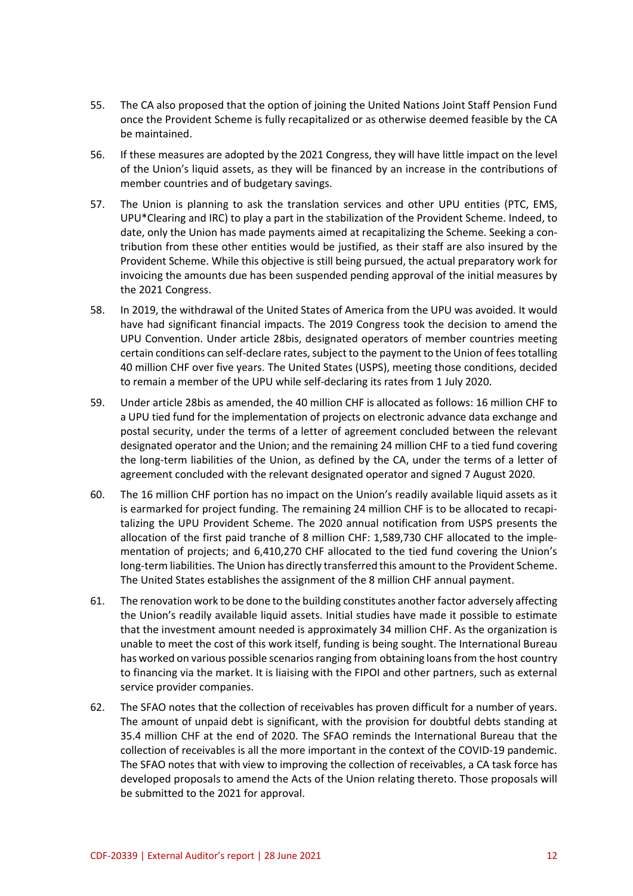55. The CA also proposed that the option of joining the United Nations Joint Staff Pension Fund once the Provident Scheme is fully recapitalized or as otherwise deemed feasible by the CA be maintained.

56. If these measures are adopted by the 2021 Congress, they will have little impact on the level of the Union's liquid assets, as they will be financed by an increase in the contributions of member countries and of budgetary savings.

57. The Union is planning to ask the translation services and other UPU entities (PTC, EMS, UPU*Clearing and IRC) to play a part in the stabilization of the Provident Scheme. Indeed, to date, only the Union has made payments aimed at recapitalizing the Scheme. Seeking a contribution from these other entities would be justified, as their staff are also insured by the Provident Scheme. While this objective is still being pursued, the actual preparatory work for invoicing the amounts due has been suspended pending approval of the initial measures by the 2021 Congress.

58. In 2019, the withdrawal of the United States of America from the UPU was avoided. It would have had significant financial impacts. The 2019 Congress took the decision to amend the UPU Convention. Under article 28bis, designated operators of member countries meeting certain conditions can self-declare rates, subject to the payment to the Union of fees totalling 40 million CHF over five years. The United States (USPS), meeting those conditions, decided to remain a member of the UPU while self-declaring its rates from 1 July 2020.

59. Under article 28bis as amended, the 40 million CHF is allocated as follows: 16 million CHF to a UPU tied fund for the implementation of projects on electronic advance data exchange and postal security, under the terms of a letter of agreement concluded between the relevant designated operator and the Union; and the remaining 24 million CHF to a tied fund covering the long-term liabilities of the Union, as defined by the CA, under the terms of a letter of agreement concluded with the relevant designated operator and signed 7 August 2020.

60. The 16 million CHF portion has no impact on the Union's readily available liquid assets as it is earmarked for project funding. The remaining 24 million CHF is to be allocated to recapitalizing the UPU Provident Scheme. The 2020 annual notification from USPS presents the allocation of the first paid tranche of 8 million CHF: 1,589,730 CHF allocated to the implementation of projects; and 6,410,270 CHF allocated to the tied fund covering the Union's long-term liabilities. The Union has directly transferred this amount to the Provident Scheme. The United States establishes the assignment of the 8 million CHF annual payment.

61. The renovation work to be done to the building constitutes another factor adversely affecting the Union's readily available liquid assets. Initial studies have made it possible to estimate that the investment amount needed is approximately 34 million CHF. As the organization is unable to meet the cost of this work itself, funding is being sought. The International Bureau has worked on various possible scenarios ranging from obtaining loans from the host country to financing via the market. It is liaising with the FIPOI and other partners, such as external service provider companies.

62. The SFAO notes that the collection of receivables has proven difficult for a number of years. The amount of unpaid debt is significant, with the provision for doubtful debts standing at 35.4 million CHF at the end of 2020. The SFAO reminds the International Bureau that the collection of receivables is all the more important in the context of the COVID-19 pandemic. The SFAO notes that with view to improving the collection of receivables, a CA task force has developed proposals to amend the Acts of the Union relating thereto. Those proposals will be submitted to the 2021 for approval.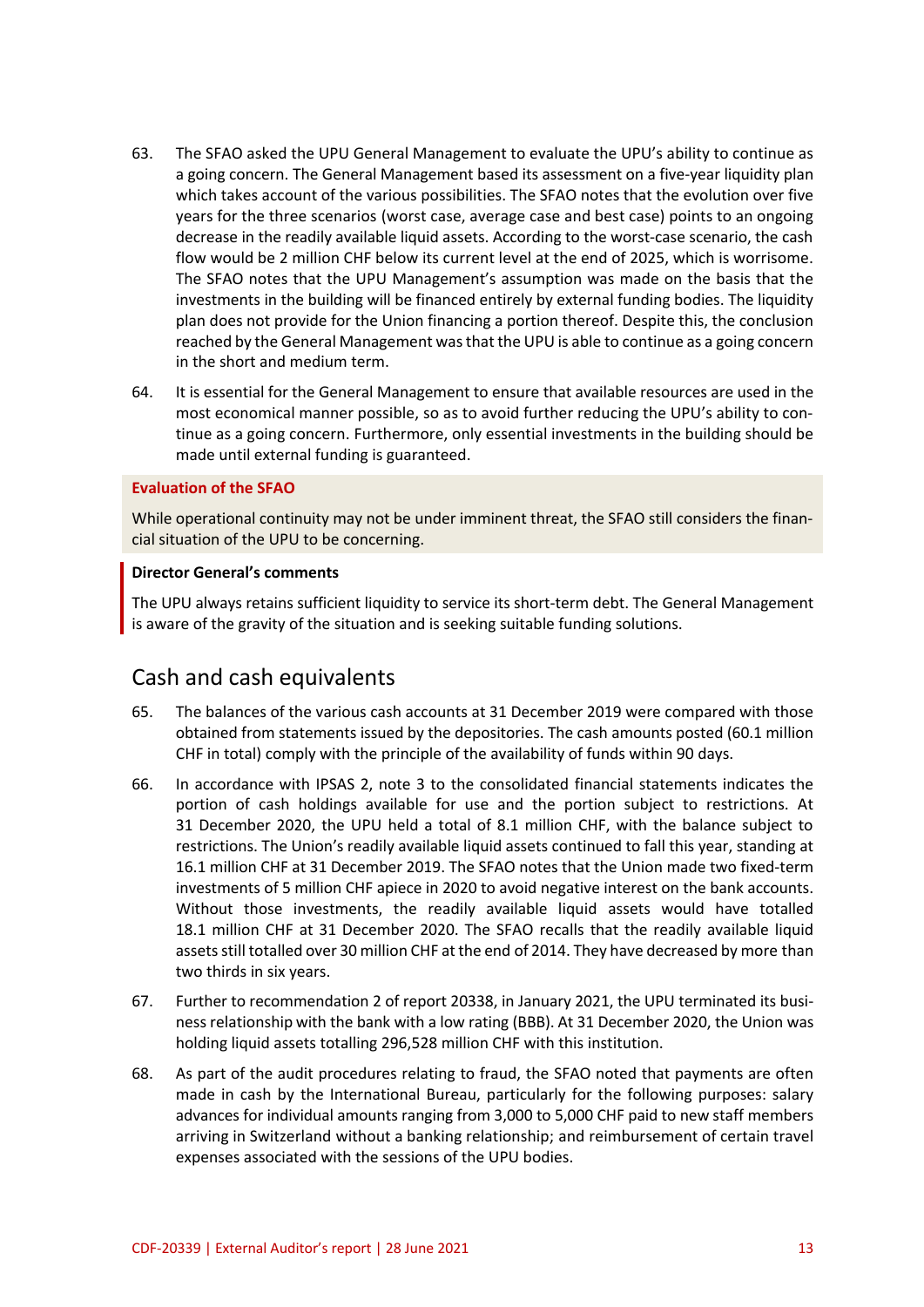63. The SFAO asked the UPU General Management to evaluate the UPU's ability to continue as a going concern. The General Management based its assessment on a five-year liquidity plan which takes account of the various possibilities. The SFAO notes that the evolution over five years for the three scenarios (worst case, average case and best case) points to an ongoing decrease in the readily available liquid assets. According to the worst-case scenario, the cash flow would be 2 million CHF below its current level at the end of 2025, which is worrisome. The SFAO notes that the UPU Management's assumption was made on the basis that the investments in the building will be financed entirely by external funding bodies. The liquidity plan does not provide for the Union financing a portion thereof. Despite this, the conclusion reached by the General Management was that the UPU is able to continue as a going concern in the short and medium term.

64. It is essential for the General Management to ensure that available resources are used in the most economical manner possible, so as to avoid further reducing the UPU's ability to continue as a going concern. Furthermore, only essential investments in the building should be made until external funding is guaranteed.

**Evaluation of the SFAO**

While operational continuity may not be under imminent threat, the SFAO still considers the financial situation of the UPU to be concerning.

**Director General's comments**

The UPU always retains sufficient liquidity to service its short-term debt. The General Management is aware of the gravity of the situation and is seeking suitable funding solutions.

## Cash and cash equivalents

65. The balances of the various cash accounts at 31 December 2019 were compared with those obtained from statements issued by the depositories. The cash amounts posted (60.1 million CHF in total) comply with the principle of the availability of funds within 90 days.

66. In accordance with IPSAS 2, note 3 to the consolidated financial statements indicates the portion of cash holdings available for use and the portion subject to restrictions. At 31 December 2020, the UPU held a total of 8.1 million CHF, with the balance subject to restrictions. The Union's readily available liquid assets continued to fall this year, standing at 16.1 million CHF at 31 December 2019. The SFAO notes that the Union made two fixed-term investments of 5 million CHF apiece in 2020 to avoid negative interest on the bank accounts. Without those investments, the readily available liquid assets would have totalled 18.1 million CHF at 31 December 2020. The SFAO recalls that the readily available liquid assets still totalled over 30 million CHF at the end of 2014. They have decreased by more than two thirds in six years.

67. Further to recommendation 2 of report 20338, in January 2021, the UPU terminated its business relationship with the bank with a low rating (BBB). At 31 December 2020, the Union was holding liquid assets totalling 296,528 million CHF with this institution.

68. As part of the audit procedures relating to fraud, the SFAO noted that payments are often made in cash by the International Bureau, particularly for the following purposes: salary advances for individual amounts ranging from 3,000 to 5,000 CHF paid to new staff members arriving in Switzerland without a banking relationship; and reimbursement of certain travel expenses associated with the sessions of the UPU bodies.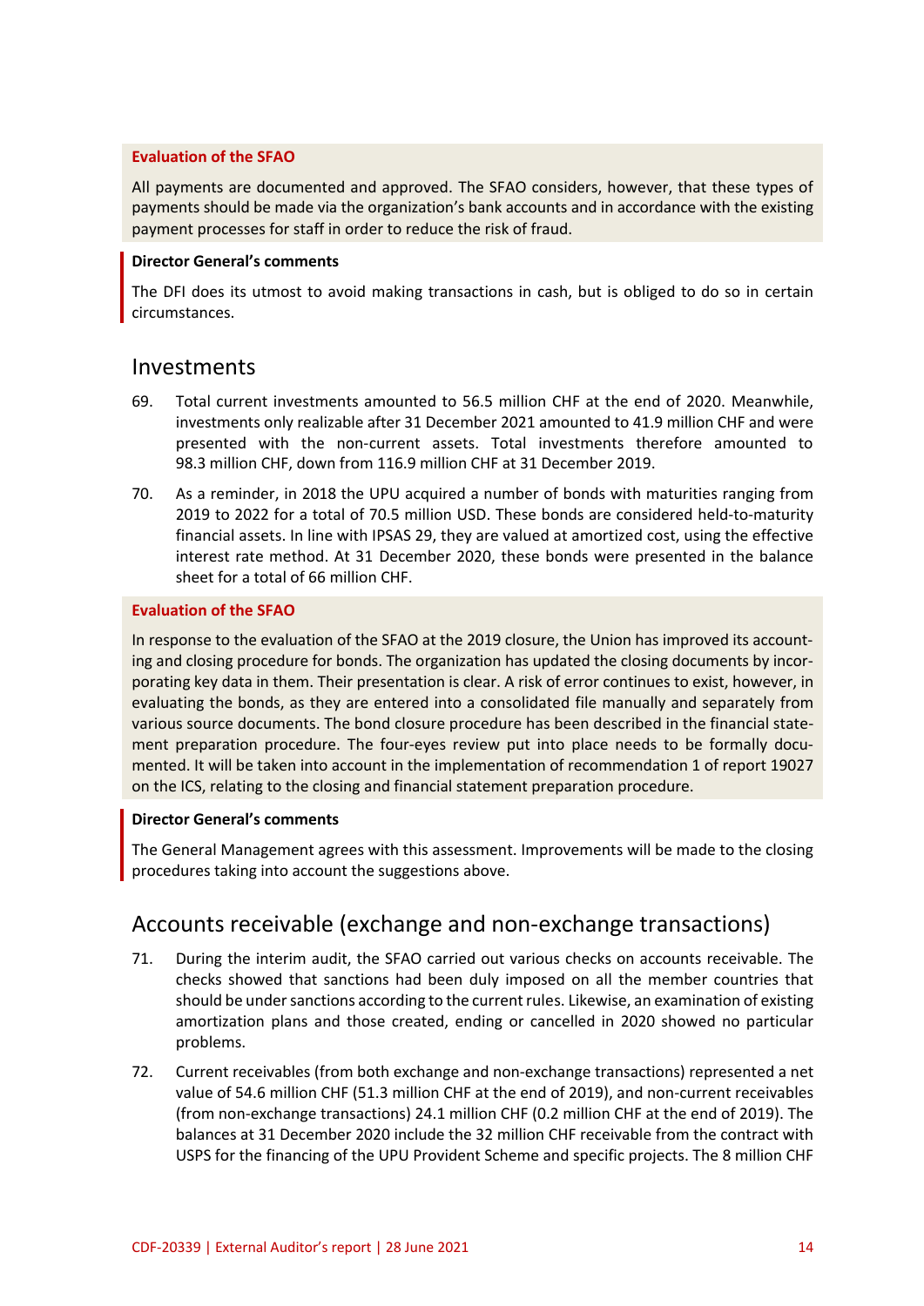#### Evaluation of the SFAO

All payments are documented and approved. The SFAO considers, however, that these types of payments should be made via the organization's bank accounts and in accordance with the existing payment processes for staff in order to reduce the risk of fraud.

#### Director General's comments

The DFI does its utmost to avoid making transactions in cash, but is obliged to do so in certain circumstances.

## Investments

69. Total current investments amounted to 56.5 million CHF at the end of 2020. Meanwhile, investments only realizable after 31 December 2021 amounted to 41.9 million CHF and were presented with the non-current assets. Total investments therefore amounted to 98.3 million CHF, down from 116.9 million CHF at 31 December 2019.

70. As a reminder, in 2018 the UPU acquired a number of bonds with maturities ranging from 2019 to 2022 for a total of 70.5 million USD. These bonds are considered held-to-maturity financial assets. In line with IPSAS 29, they are valued at amortized cost, using the effective interest rate method. At 31 December 2020, these bonds were presented in the balance sheet for a total of 66 million CHF.

#### Evaluation of the SFAO

In response to the evaluation of the SFAO at the 2019 closure, the Union has improved its accounting and closing procedure for bonds. The organization has updated the closing documents by incorporating key data in them. Their presentation is clear. A risk of error continues to exist, however, in evaluating the bonds, as they are entered into a consolidated file manually and separately from various source documents. The bond closure procedure has been described in the financial statement preparation procedure. The four-eyes review put into place needs to be formally documented. It will be taken into account in the implementation of recommendation 1 of report 19027 on the ICS, relating to the closing and financial statement preparation procedure.

#### Director General's comments

The General Management agrees with this assessment. Improvements will be made to the closing procedures taking into account the suggestions above.

## Accounts receivable (exchange and non-exchange transactions)

71. During the interim audit, the SFAO carried out various checks on accounts receivable. The checks showed that sanctions had been duly imposed on all the member countries that should be under sanctions according to the current rules. Likewise, an examination of existing amortization plans and those created, ending or cancelled in 2020 showed no particular problems.

72. Current receivables (from both exchange and non-exchange transactions) represented a net value of 54.6 million CHF (51.3 million CHF at the end of 2019), and non-current receivables (from non-exchange transactions) 24.1 million CHF (0.2 million CHF at the end of 2019). The balances at 31 December 2020 include the 32 million CHF receivable from the contract with USPS for the financing of the UPU Provident Scheme and specific projects. The 8 million CHF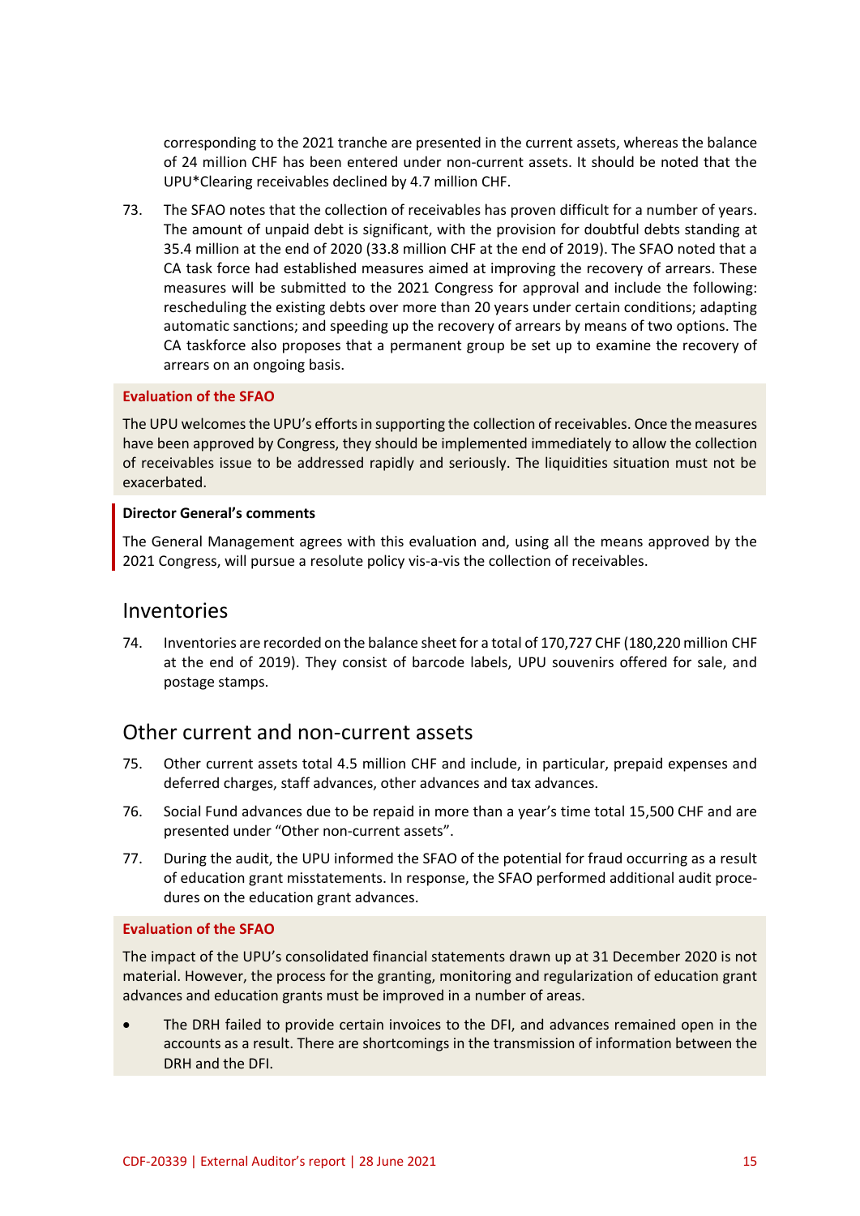corresponding to the 2021 tranche are presented in the current assets, whereas the balance of 24 million CHF has been entered under non-current assets. It should be noted that the UPU*Clearing receivables declined by 4.7 million CHF.

73. The SFAO notes that the collection of receivables has proven difficult for a number of years. The amount of unpaid debt is significant, with the provision for doubtful debts standing at 35.4 million at the end of 2020 (33.8 million CHF at the end of 2019). The SFAO noted that a CA task force had established measures aimed at improving the recovery of arrears. These measures will be submitted to the 2021 Congress for approval and include the following: rescheduling the existing debts over more than 20 years under certain conditions; adapting automatic sanctions; and speeding up the recovery of arrears by means of two options. The CA taskforce also proposes that a permanent group be set up to examine the recovery of arrears on an ongoing basis.

**Evaluation of the SFAO**

The UPU welcomes the UPU's efforts in supporting the collection of receivables. Once the measures have been approved by Congress, they should be implemented immediately to allow the collection of receivables issue to be addressed rapidly and seriously. The liquidities situation must not be exacerbated.

**Director General's comments**

The General Management agrees with this evaluation and, using all the means approved by the 2021 Congress, will pursue a resolute policy vis-a-vis the collection of receivables.

## Inventories

74. Inventories are recorded on the balance sheet for a total of 170,727 CHF (180,220 million CHF at the end of 2019). They consist of barcode labels, UPU souvenirs offered for sale, and postage stamps.

## Other current and non-current assets

75. Other current assets total 4.5 million CHF and include, in particular, prepaid expenses and deferred charges, staff advances, other advances and tax advances.

76. Social Fund advances due to be repaid in more than a year's time total 15,500 CHF and are presented under "Other non-current assets".

77. During the audit, the UPU informed the SFAO of the potential for fraud occurring as a result of education grant misstatements. In response, the SFAO performed additional audit procedures on the education grant advances.

**Evaluation of the SFAO**

The impact of the UPU's consolidated financial statements drawn up at 31 December 2020 is not material. However, the process for the granting, monitoring and regularization of education grant advances and education grants must be improved in a number of areas.

- The DRH failed to provide certain invoices to the DFI, and advances remained open in the accounts as a result. There are shortcomings in the transmission of information between the DRH and the DFI.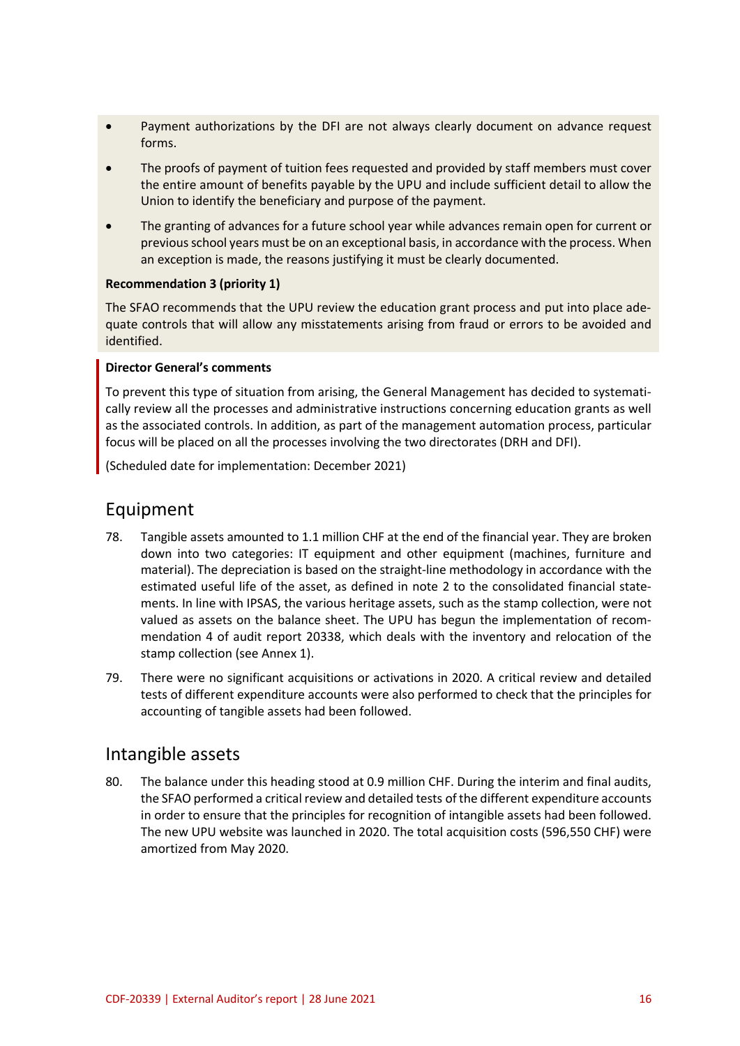- Payment authorizations by the DFI are not always clearly document on advance request forms.
- The proofs of payment of tuition fees requested and provided by staff members must cover the entire amount of benefits payable by the UPU and include sufficient detail to allow the Union to identify the beneficiary and purpose of the payment.
- The granting of advances for a future school year while advances remain open for current or previous school years must be on an exceptional basis, in accordance with the process. When an exception is made, the reasons justifying it must be clearly documented.

**Recommendation 3 (priority 1)**

The SFAO recommends that the UPU review the education grant process and put into place adequate controls that will allow any misstatements arising from fraud or errors to be avoided and identified.

**Director General's comments**

To prevent this type of situation from arising, the General Management has decided to systematically review all the processes and administrative instructions concerning education grants as well as the associated controls. In addition, as part of the management automation process, particular focus will be placed on all the processes involving the two directorates (DRH and DFI).

(Scheduled date for implementation: December 2021)

## Equipment

78. Tangible assets amounted to 1.1 million CHF at the end of the financial year. They are broken down into two categories: IT equipment and other equipment (machines, furniture and material). The depreciation is based on the straight-line methodology in accordance with the estimated useful life of the asset, as defined in note 2 to the consolidated financial statements. In line with IPSAS, the various heritage assets, such as the stamp collection, were not valued as assets on the balance sheet. The UPU has begun the implementation of recommendation 4 of audit report 20338, which deals with the inventory and relocation of the stamp collection (see Annex 1).

79. There were no significant acquisitions or activations in 2020. A critical review and detailed tests of different expenditure accounts were also performed to check that the principles for accounting of tangible assets had been followed.

## Intangible assets

80. The balance under this heading stood at 0.9 million CHF. During the interim and final audits, the SFAO performed a critical review and detailed tests of the different expenditure accounts in order to ensure that the principles for recognition of intangible assets had been followed. The new UPU website was launched in 2020. The total acquisition costs (596,550 CHF) were amortized from May 2020.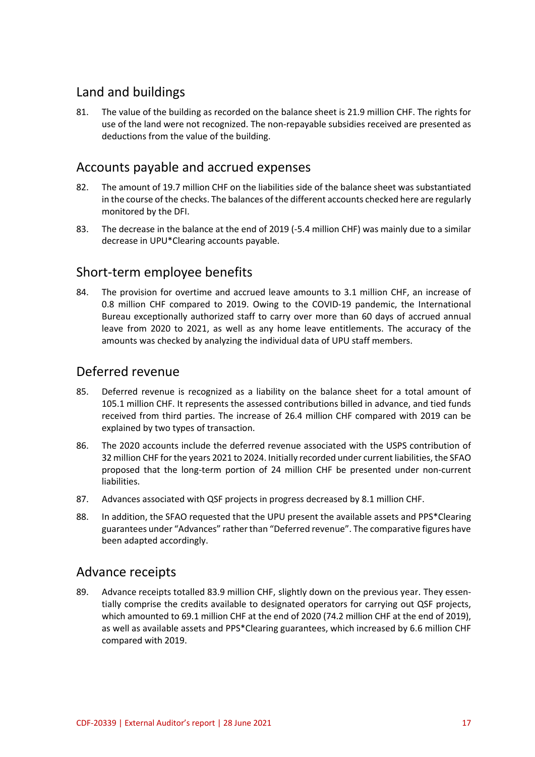## Land and buildings

81. The value of the building as recorded on the balance sheet is 21.9 million CHF. The rights for use of the land were not recognized. The non-repayable subsidies received are presented as deductions from the value of the building.

## Accounts payable and accrued expenses

82. The amount of 19.7 million CHF on the liabilities side of the balance sheet was substantiated in the course of the checks. The balances of the different accounts checked here are regularly monitored by the DFI.

83. The decrease in the balance at the end of 2019 (-5.4 million CHF) was mainly due to a similar decrease in UPU*Clearing accounts payable.

## Short-term employee benefits

84. The provision for overtime and accrued leave amounts to 3.1 million CHF, an increase of 0.8 million CHF compared to 2019. Owing to the COVID-19 pandemic, the International Bureau exceptionally authorized staff to carry over more than 60 days of accrued annual leave from 2020 to 2021, as well as any home leave entitlements. The accuracy of the amounts was checked by analyzing the individual data of UPU staff members.

## Deferred revenue

85. Deferred revenue is recognized as a liability on the balance sheet for a total amount of 105.1 million CHF. It represents the assessed contributions billed in advance, and tied funds received from third parties. The increase of 26.4 million CHF compared with 2019 can be explained by two types of transaction.

86. The 2020 accounts include the deferred revenue associated with the USPS contribution of 32 million CHF for the years 2021 to 2024. Initially recorded under current liabilities, the SFAO proposed that the long-term portion of 24 million CHF be presented under non-current liabilities.

87. Advances associated with QSF projects in progress decreased by 8.1 million CHF.

88. In addition, the SFAO requested that the UPU present the available assets and PPS*Clearing guarantees under "Advances" rather than "Deferred revenue". The comparative figures have been adapted accordingly.

## Advance receipts

89. Advance receipts totalled 83.9 million CHF, slightly down on the previous year. They essentially comprise the credits available to designated operators for carrying out QSF projects, which amounted to 69.1 million CHF at the end of 2020 (74.2 million CHF at the end of 2019), as well as available assets and PPS*Clearing guarantees, which increased by 6.6 million CHF compared with 2019.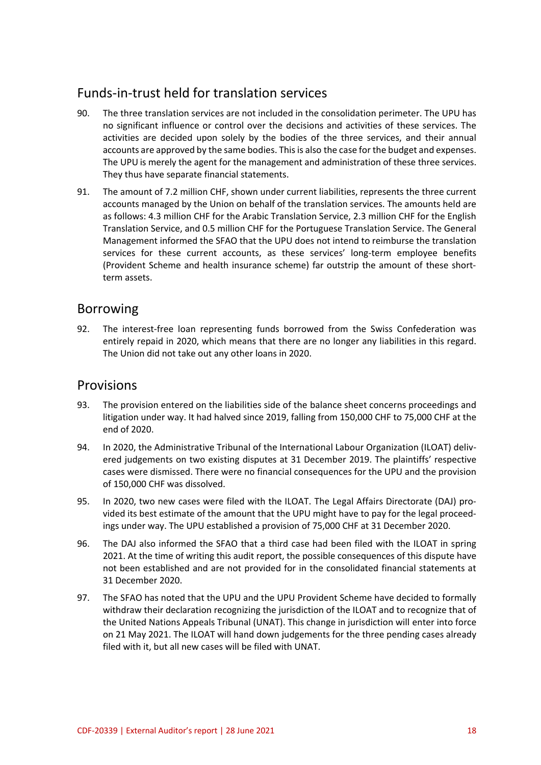## Funds-in-trust held for translation services

90. The three translation services are not included in the consolidation perimeter. The UPU has no significant influence or control over the decisions and activities of these services. The activities are decided upon solely by the bodies of the three services, and their annual accounts are approved by the same bodies. This is also the case for the budget and expenses. The UPU is merely the agent for the management and administration of these three services. They thus have separate financial statements.

91. The amount of 7.2 million CHF, shown under current liabilities, represents the three current accounts managed by the Union on behalf of the translation services. The amounts held are as follows: 4.3 million CHF for the Arabic Translation Service, 2.3 million CHF for the English Translation Service, and 0.5 million CHF for the Portuguese Translation Service. The General Management informed the SFAO that the UPU does not intend to reimburse the translation services for these current accounts, as these services' long-term employee benefits (Provident Scheme and health insurance scheme) far outstrip the amount of these short-term assets.

## Borrowing

92. The interest-free loan representing funds borrowed from the Swiss Confederation was entirely repaid in 2020, which means that there are no longer any liabilities in this regard. The Union did not take out any other loans in 2020.

## Provisions

93. The provision entered on the liabilities side of the balance sheet concerns proceedings and litigation under way. It had halved since 2019, falling from 150,000 CHF to 75,000 CHF at the end of 2020.

94. In 2020, the Administrative Tribunal of the International Labour Organization (ILOAT) delivered judgements on two existing disputes at 31 December 2019. The plaintiffs' respective cases were dismissed. There were no financial consequences for the UPU and the provision of 150,000 CHF was dissolved.

95. In 2020, two new cases were filed with the ILOAT. The Legal Affairs Directorate (DAJ) provided its best estimate of the amount that the UPU might have to pay for the legal proceedings under way. The UPU established a provision of 75,000 CHF at 31 December 2020.

96. The DAJ also informed the SFAO that a third case had been filed with the ILOAT in spring 2021. At the time of writing this audit report, the possible consequences of this dispute have not been established and are not provided for in the consolidated financial statements at 31 December 2020.

97. The SFAO has noted that the UPU and the UPU Provident Scheme have decided to formally withdraw their declaration recognizing the jurisdiction of the ILOAT and to recognize that of the United Nations Appeals Tribunal (UNAT). This change in jurisdiction will enter into force on 21 May 2021. The ILOAT will hand down judgements for the three pending cases already filed with it, but all new cases will be filed with UNAT.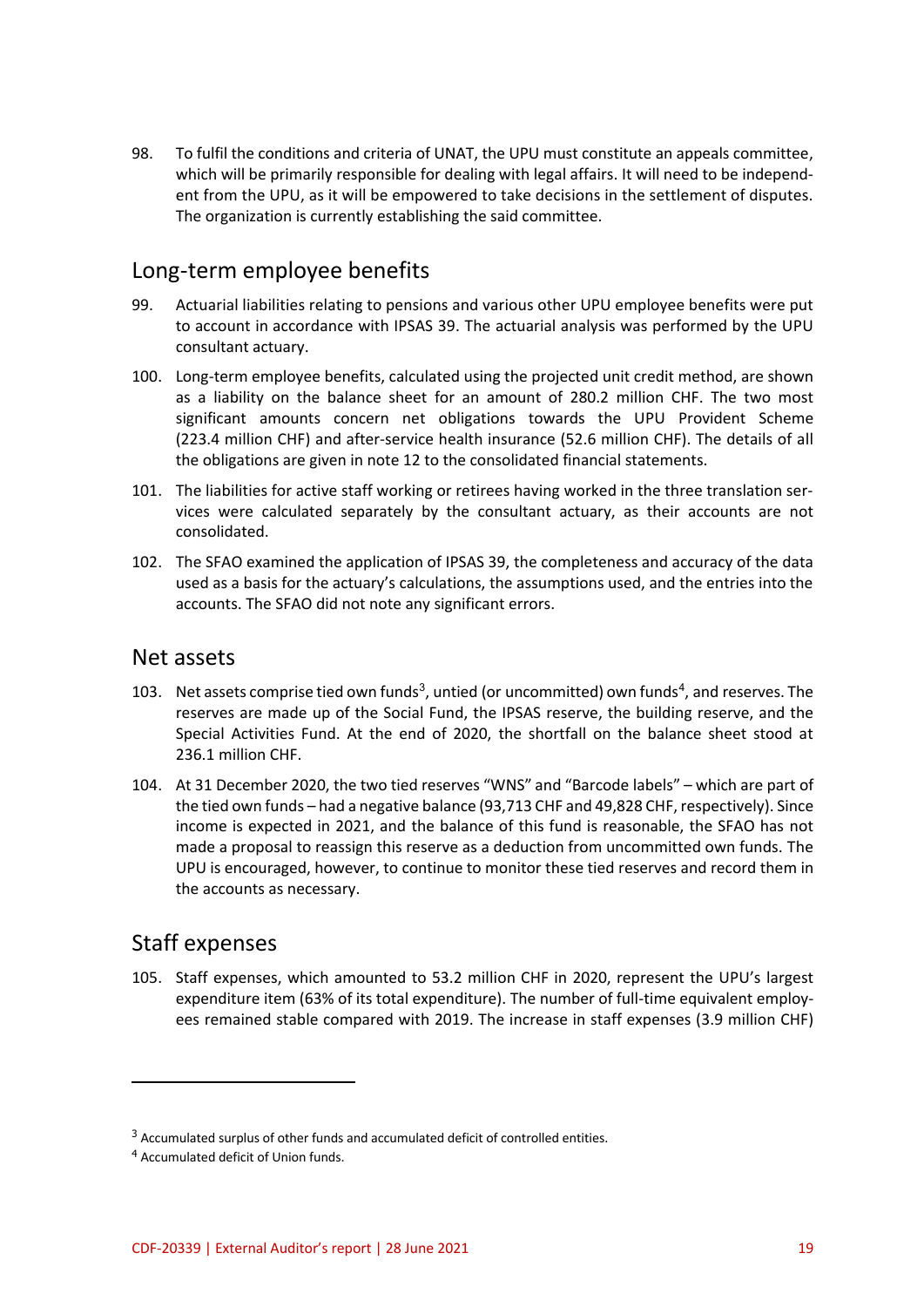98. To fulfil the conditions and criteria of UNAT, the UPU must constitute an appeals committee, which will be primarily responsible for dealing with legal affairs. It will need to be independent from the UPU, as it will be empowered to take decisions in the settlement of disputes. The organization is currently establishing the said committee.

## Long-term employee benefits

99. Actuarial liabilities relating to pensions and various other UPU employee benefits were put to account in accordance with IPSAS 39. The actuarial analysis was performed by the UPU consultant actuary.

100. Long-term employee benefits, calculated using the projected unit credit method, are shown as a liability on the balance sheet for an amount of 280.2 million CHF. The two most significant amounts concern net obligations towards the UPU Provident Scheme (223.4 million CHF) and after-service health insurance (52.6 million CHF). The details of all the obligations are given in note 12 to the consolidated financial statements.

101. The liabilities for active staff working or retirees having worked in the three translation services were calculated separately by the consultant actuary, as their accounts are not consolidated.

102. The SFAO examined the application of IPSAS 39, the completeness and accuracy of the data used as a basis for the actuary's calculations, the assumptions used, and the entries into the accounts. The SFAO did not note any significant errors.

## Net assets

103. Net assets comprise tied own funds[3], untied (or uncommitted) own funds[4], and reserves. The reserves are made up of the Social Fund, the IPSAS reserve, the building reserve, and the Special Activities Fund. At the end of 2020, the shortfall on the balance sheet stood at 236.1 million CHF.

104. At 31 December 2020, the two tied reserves "WNS" and "Barcode labels" – which are part of the tied own funds – had a negative balance (93,713 CHF and 49,828 CHF, respectively). Since income is expected in 2021, and the balance of this fund is reasonable, the SFAO has not made a proposal to reassign this reserve as a deduction from uncommitted own funds. The UPU is encouraged, however, to continue to monitor these tied reserves and record them in the accounts as necessary.

## Staff expenses

105. Staff expenses, which amounted to 53.2 million CHF in 2020, represent the UPU's largest expenditure item (63% of its total expenditure). The number of full-time equivalent employees remained stable compared with 2019. The increase in staff expenses (3.9 million CHF)

---

[3] Accumulated surplus of other funds and accumulated deficit of controlled entities.

[4] Accumulated deficit of Union funds.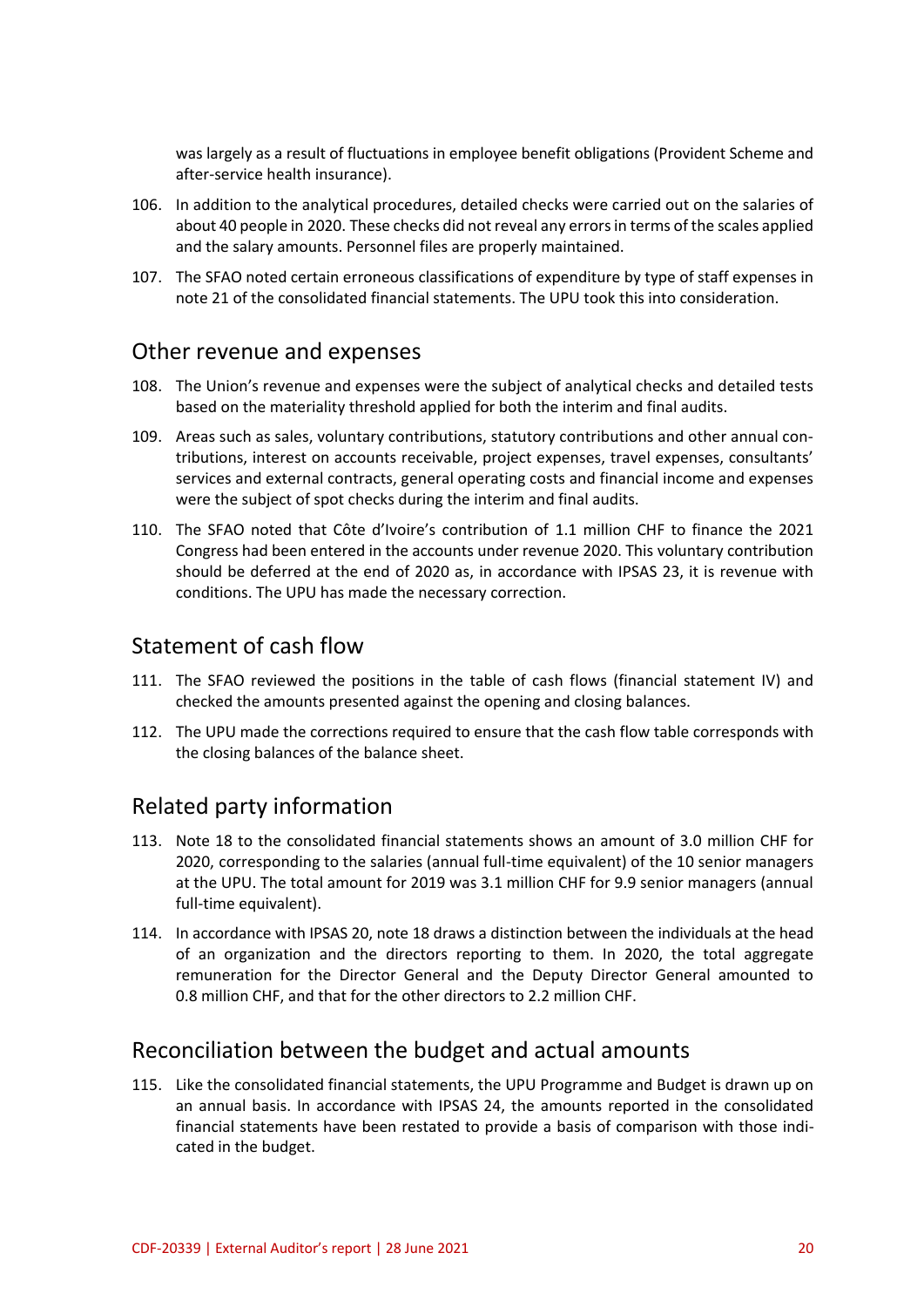was largely as a result of fluctuations in employee benefit obligations (Provident Scheme and after-service health insurance).

106. In addition to the analytical procedures, detailed checks were carried out on the salaries of about 40 people in 2020. These checks did not reveal any errors in terms of the scales applied and the salary amounts. Personnel files are properly maintained.

107. The SFAO noted certain erroneous classifications of expenditure by type of staff expenses in note 21 of the consolidated financial statements. The UPU took this into consideration.

## Other revenue and expenses

108. The Union's revenue and expenses were the subject of analytical checks and detailed tests based on the materiality threshold applied for both the interim and final audits.

109. Areas such as sales, voluntary contributions, statutory contributions and other annual contributions, interest on accounts receivable, project expenses, travel expenses, consultants' services and external contracts, general operating costs and financial income and expenses were the subject of spot checks during the interim and final audits.

110. The SFAO noted that Côte d'Ivoire's contribution of 1.1 million CHF to finance the 2021 Congress had been entered in the accounts under revenue 2020. This voluntary contribution should be deferred at the end of 2020 as, in accordance with IPSAS 23, it is revenue with conditions. The UPU has made the necessary correction.

## Statement of cash flow

111. The SFAO reviewed the positions in the table of cash flows (financial statement IV) and checked the amounts presented against the opening and closing balances.

112. The UPU made the corrections required to ensure that the cash flow table corresponds with the closing balances of the balance sheet.

## Related party information

113. Note 18 to the consolidated financial statements shows an amount of 3.0 million CHF for 2020, corresponding to the salaries (annual full-time equivalent) of the 10 senior managers at the UPU. The total amount for 2019 was 3.1 million CHF for 9.9 senior managers (annual full-time equivalent).

114. In accordance with IPSAS 20, note 18 draws a distinction between the individuals at the head of an organization and the directors reporting to them. In 2020, the total aggregate remuneration for the Director General and the Deputy Director General amounted to 0.8 million CHF, and that for the other directors to 2.2 million CHF.

## Reconciliation between the budget and actual amounts

115. Like the consolidated financial statements, the UPU Programme and Budget is drawn up on an annual basis. In accordance with IPSAS 24, the amounts reported in the consolidated financial statements have been restated to provide a basis of comparison with those indicated in the budget.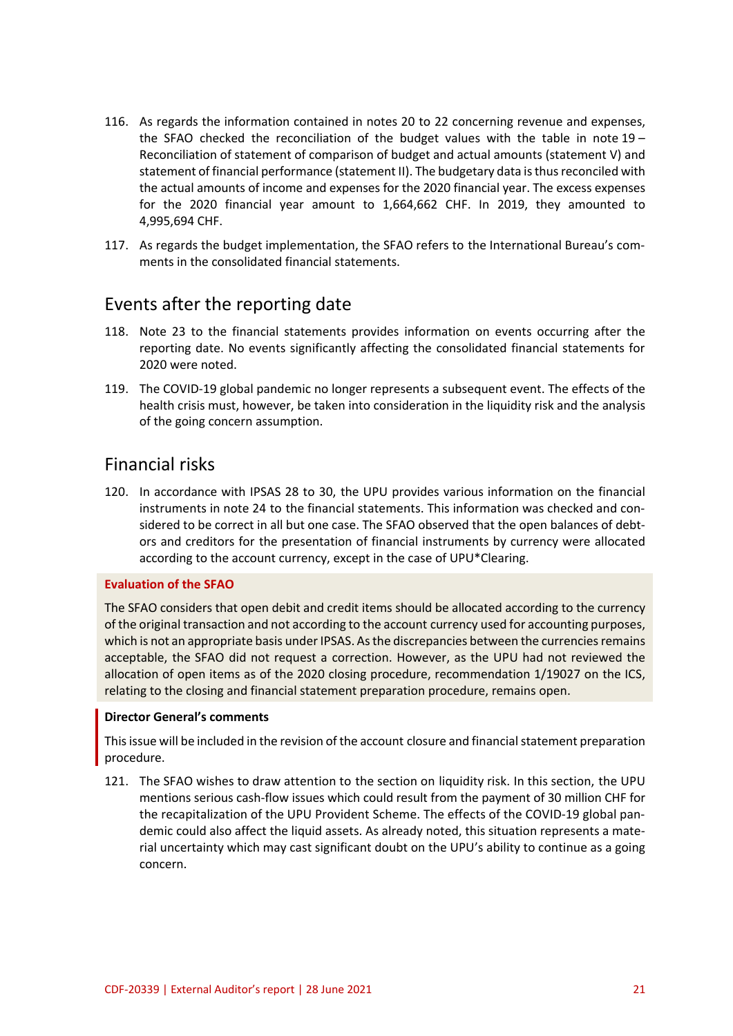116. As regards the information contained in notes 20 to 22 concerning revenue and expenses, the SFAO checked the reconciliation of the budget values with the table in note 19 – Reconciliation of statement of comparison of budget and actual amounts (statement V) and statement of financial performance (statement II). The budgetary data is thus reconciled with the actual amounts of income and expenses for the 2020 financial year. The excess expenses for the 2020 financial year amount to 1,664,662 CHF. In 2019, they amounted to 4,995,694 CHF.

117. As regards the budget implementation, the SFAO refers to the International Bureau's comments in the consolidated financial statements.

## Events after the reporting date

118. Note 23 to the financial statements provides information on events occurring after the reporting date. No events significantly affecting the consolidated financial statements for 2020 were noted.

119. The COVID-19 global pandemic no longer represents a subsequent event. The effects of the health crisis must, however, be taken into consideration in the liquidity risk and the analysis of the going concern assumption.

## Financial risks

120. In accordance with IPSAS 28 to 30, the UPU provides various information on the financial instruments in note 24 to the financial statements. This information was checked and considered to be correct in all but one case. The SFAO observed that the open balances of debtors and creditors for the presentation of financial instruments by currency were allocated according to the account currency, except in the case of UPU*Clearing.

**Evaluation of the SFAO**

The SFAO considers that open debit and credit items should be allocated according to the currency of the original transaction and not according to the account currency used for accounting purposes, which is not an appropriate basis under IPSAS. As the discrepancies between the currencies remains acceptable, the SFAO did not request a correction. However, as the UPU had not reviewed the allocation of open items as of the 2020 closing procedure, recommendation 1/19027 on the ICS, relating to the closing and financial statement preparation procedure, remains open.

**Director General's comments**

This issue will be included in the revision of the account closure and financial statement preparation procedure.

121. The SFAO wishes to draw attention to the section on liquidity risk. In this section, the UPU mentions serious cash-flow issues which could result from the payment of 30 million CHF for the recapitalization of the UPU Provident Scheme. The effects of the COVID-19 global pandemic could also affect the liquid assets. As already noted, this situation represents a material uncertainty which may cast significant doubt on the UPU's ability to continue as a going concern.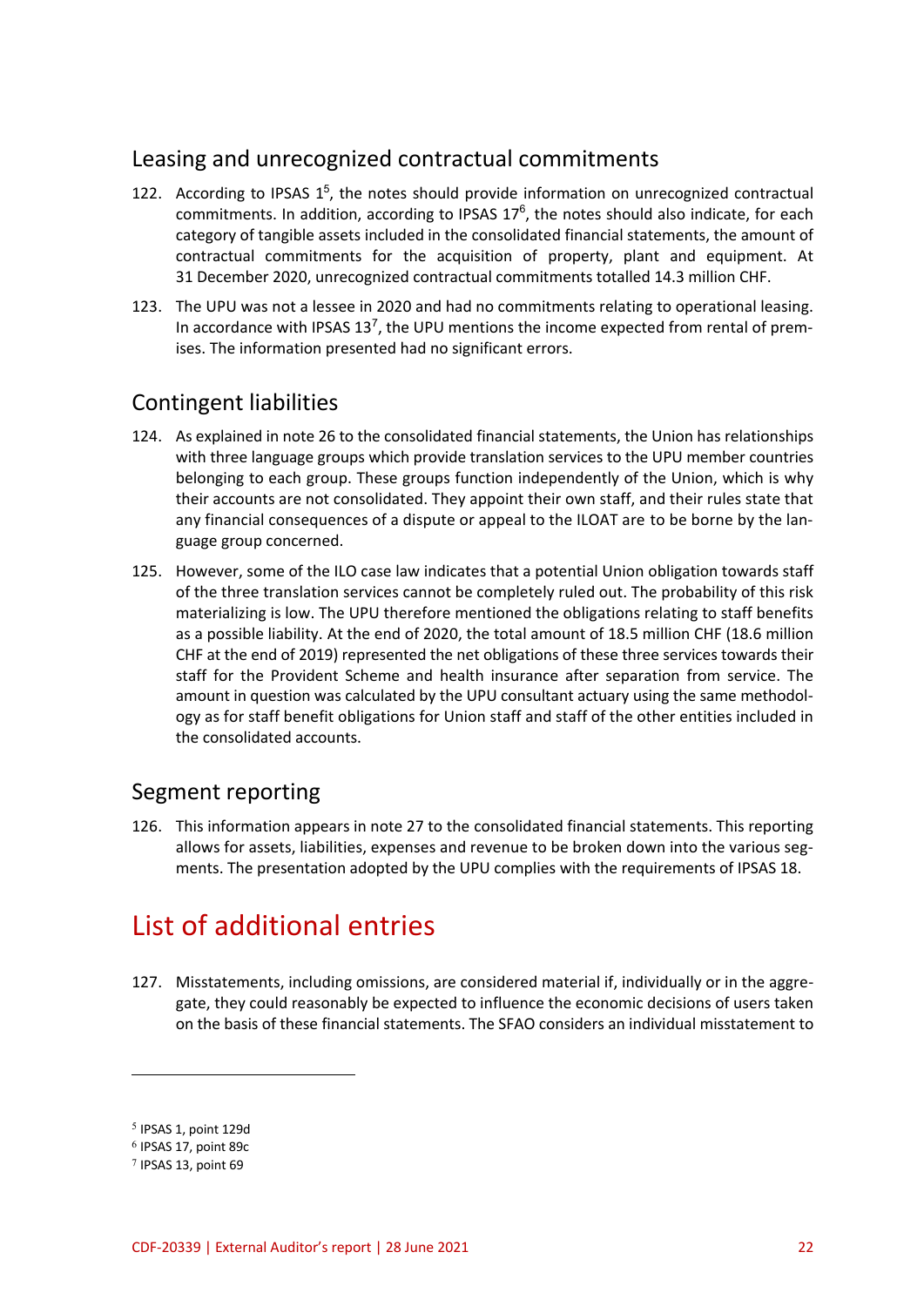## Leasing and unrecognized contractual commitments

122. According to IPSAS 1[5], the notes should provide information on unrecognized contractual commitments. In addition, according to IPSAS 17[6], the notes should also indicate, for each category of tangible assets included in the consolidated financial statements, the amount of contractual commitments for the acquisition of property, plant and equipment. At 31 December 2020, unrecognized contractual commitments totalled 14.3 million CHF.

123. The UPU was not a lessee in 2020 and had no commitments relating to operational leasing. In accordance with IPSAS 13[7], the UPU mentions the income expected from rental of premises. The information presented had no significant errors.

## Contingent liabilities

124. As explained in note 26 to the consolidated financial statements, the Union has relationships with three language groups which provide translation services to the UPU member countries belonging to each group. These groups function independently of the Union, which is why their accounts are not consolidated. They appoint their own staff, and their rules state that any financial consequences of a dispute or appeal to the ILOAT are to be borne by the language group concerned.

125. However, some of the ILO case law indicates that a potential Union obligation towards staff of the three translation services cannot be completely ruled out. The probability of this risk materializing is low. The UPU therefore mentioned the obligations relating to staff benefits as a possible liability. At the end of 2020, the total amount of 18.5 million CHF (18.6 million CHF at the end of 2019) represented the net obligations of these three services towards their staff for the Provident Scheme and health insurance after separation from service. The amount in question was calculated by the UPU consultant actuary using the same methodology as for staff benefit obligations for Union staff and staff of the other entities included in the consolidated accounts.

## Segment reporting

126. This information appears in note 27 to the consolidated financial statements. This reporting allows for assets, liabilities, expenses and revenue to be broken down into the various segments. The presentation adopted by the UPU complies with the requirements of IPSAS 18.

# List of additional entries

127. Misstatements, including omissions, are considered material if, individually or in the aggregate, they could reasonably be expected to influence the economic decisions of users taken on the basis of these financial statements. The SFAO considers an individual misstatement to

---

[5] IPSAS 1, point 129d

[6] IPSAS 17, point 89c

[7] IPSAS 13, point 69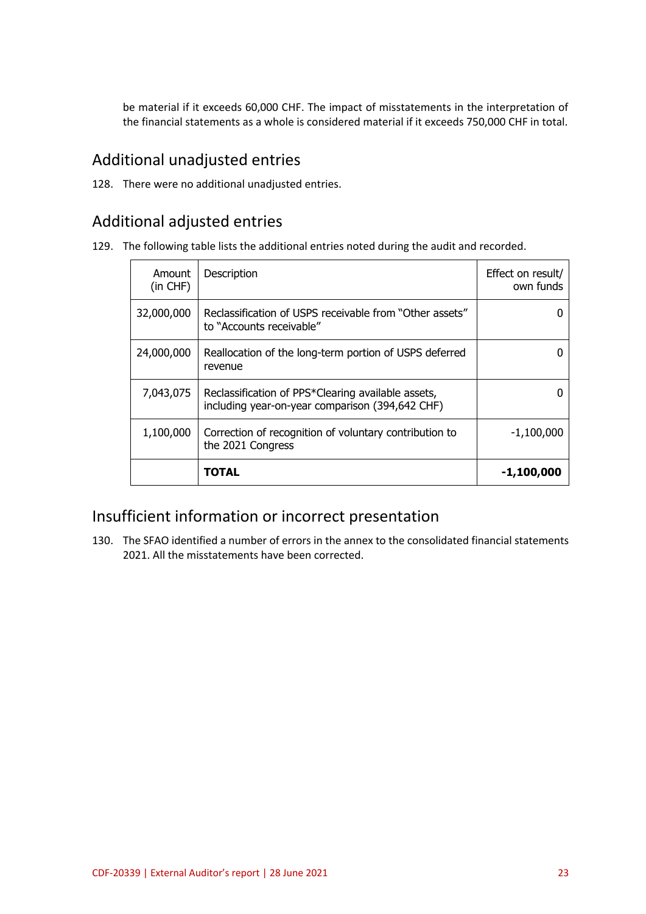be material if it exceeds 60,000 CHF. The impact of misstatements in the interpretation of the financial statements as a whole is considered material if it exceeds 750,000 CHF in total.

## Additional unadjusted entries

128. There were no additional unadjusted entries.

## Additional adjusted entries

129. The following table lists the additional entries noted during the audit and recorded.

| Amount (in CHF) | Description | Effect on result/ own funds |
|---|---|---|
| 32,000,000 | Reclassification of USPS receivable from "Other assets" to "Accounts receivable" | 0 |
| 24,000,000 | Reallocation of the long-term portion of USPS deferred revenue | 0 |
| 7,043,075 | Reclassification of PPS*Clearing available assets, including year-on-year comparison (394,642 CHF) | 0 |
| 1,100,000 | Correction of recognition of voluntary contribution to the 2021 Congress | -1,100,000 |
| | **TOTAL** | **-1,100,000** |

## Insufficient information or incorrect presentation

130. The SFAO identified a number of errors in the annex to the consolidated financial statements 2021. All the misstatements have been corrected.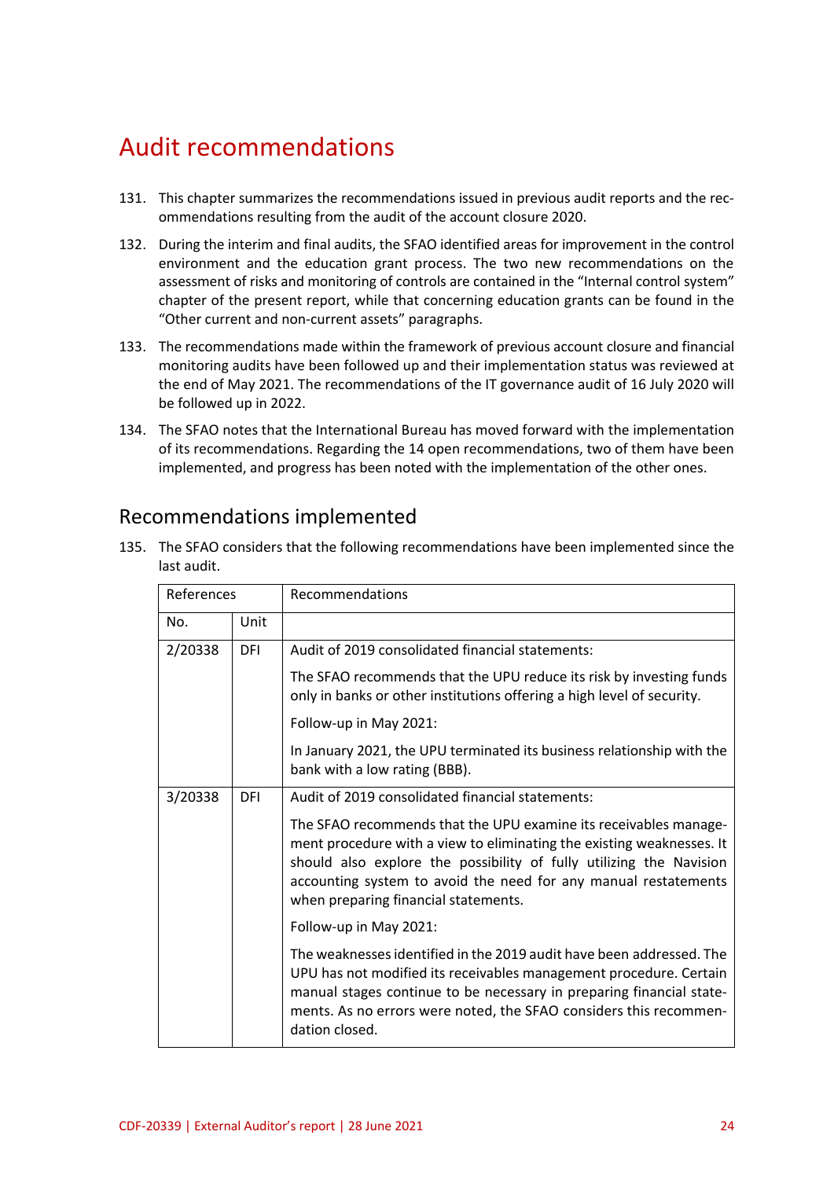# Audit recommendations

131. This chapter summarizes the recommendations issued in previous audit reports and the recommendations resulting from the audit of the account closure 2020.

132. During the interim and final audits, the SFAO identified areas for improvement in the control environment and the education grant process. The two new recommendations on the assessment of risks and monitoring of controls are contained in the "Internal control system" chapter of the present report, while that concerning education grants can be found in the "Other current and non-current assets" paragraphs.

133. The recommendations made within the framework of previous account closure and financial monitoring audits have been followed up and their implementation status was reviewed at the end of May 2021. The recommendations of the IT governance audit of 16 July 2020 will be followed up in 2022.

134. The SFAO notes that the International Bureau has moved forward with the implementation of its recommendations. Regarding the 14 open recommendations, two of them have been implemented, and progress has been noted with the implementation of the other ones.

## Recommendations implemented

135. The SFAO considers that the following recommendations have been implemented since the last audit.

| References | | Recommendations |
|---|---|---|
| No. | Unit | |
| 2/20338 | DFI | Audit of 2019 consolidated financial statements:<br>The SFAO recommends that the UPU reduce its risk by investing funds only in banks or other institutions offering a high level of security.<br>Follow-up in May 2021:<br>In January 2021, the UPU terminated its business relationship with the bank with a low rating (BBB). |
| 3/20338 | DFI | Audit of 2019 consolidated financial statements:<br>The SFAO recommends that the UPU examine its receivables management procedure with a view to eliminating the existing weaknesses. It should also explore the possibility of fully utilizing the Navision accounting system to avoid the need for any manual restatements when preparing financial statements.<br>Follow-up in May 2021:<br>The weaknesses identified in the 2019 audit have been addressed. The UPU has not modified its receivables management procedure. Certain manual stages continue to be necessary in preparing financial statements. As no errors were noted, the SFAO considers this recommendation closed. |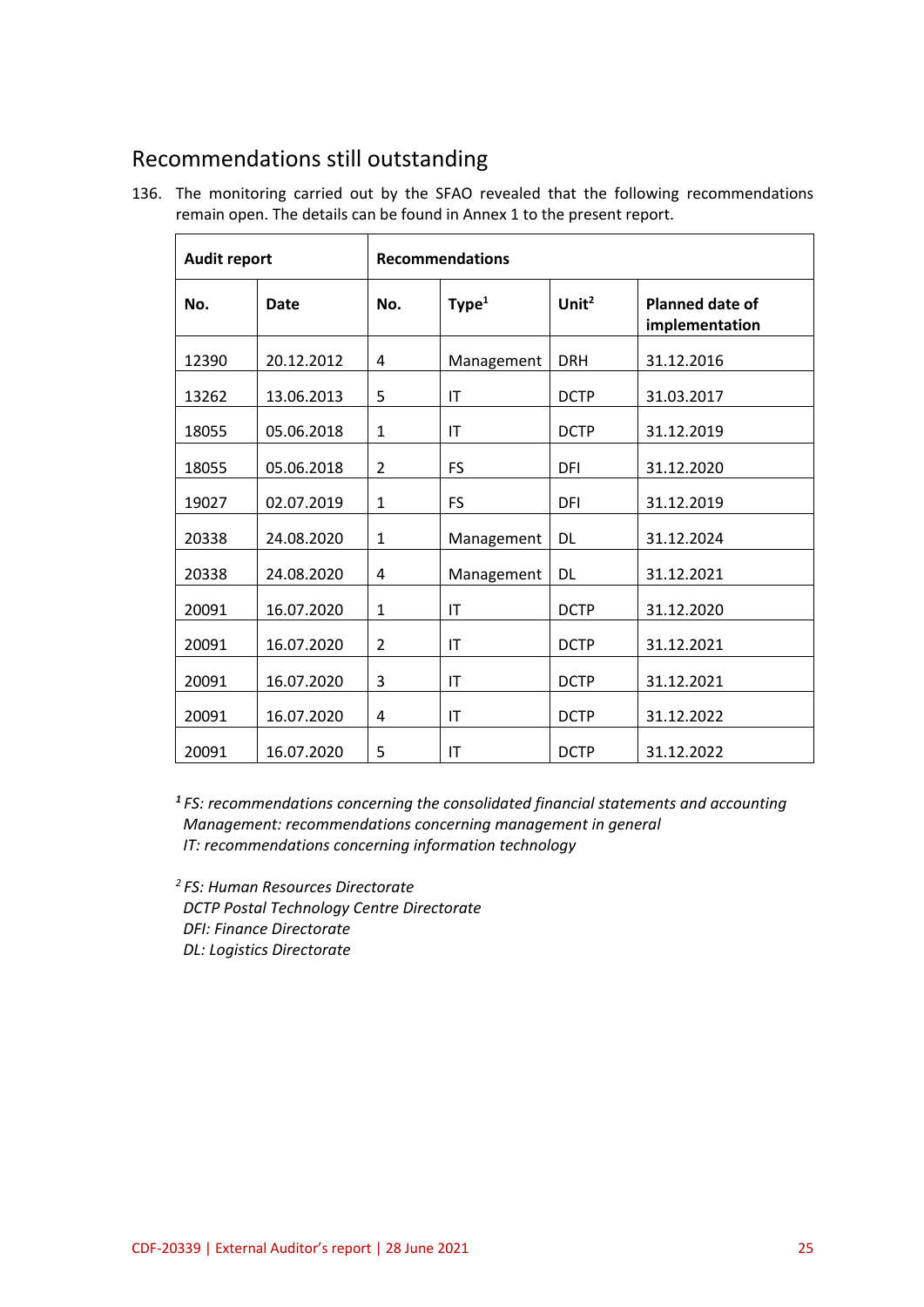## Recommendations still outstanding

136. The monitoring carried out by the SFAO revealed that the following recommendations remain open. The details can be found in Annex 1 to the present report.

| Audit report | | Recommendations | | | |
|---|---|---|---|---|---|
| **No.** | **Date** | **No.** | **Type**[1] | **Unit**[2] | **Planned date of implementation** |
| 12390 | 20.12.2012 | 4 | Management | DRH | 31.12.2016 |
| 13262 | 13.06.2013 | 5 | IT | DCTP | 31.03.2017 |
| 18055 | 05.06.2018 | 1 | IT | DCTP | 31.12.2019 |
| 18055 | 05.06.2018 | 2 | FS | DFI | 31.12.2020 |
| 19027 | 02.07.2019 | 1 | FS | DFI | 31.12.2019 |
| 20338 | 24.08.2020 | 1 | Management | DL | 31.12.2024 |
| 20338 | 24.08.2020 | 4 | Management | DL | 31.12.2021 |
| 20091 | 16.07.2020 | 1 | IT | DCTP | 31.12.2020 |
| 20091 | 16.07.2020 | 2 | IT | DCTP | 31.12.2021 |
| 20091 | 16.07.2020 | 3 | IT | DCTP | 31.12.2021 |
| 20091 | 16.07.2020 | 4 | IT | DCTP | 31.12.2022 |
| 20091 | 16.07.2020 | 5 | IT | DCTP | 31.12.2022 |

[1] *FS: recommendations concerning the consolidated financial statements and accounting*
*Management: recommendations concerning management in general*
*IT: recommendations concerning information technology*

[2] *FS: Human Resources Directorate*
*DCTP Postal Technology Centre Directorate*
*DFI: Finance Directorate*
*DL: Logistics Directorate*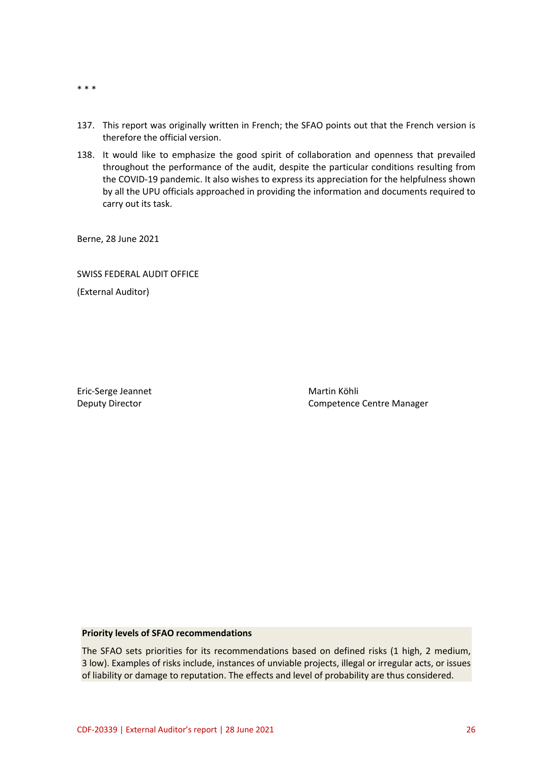* * *

137. This report was originally written in French; the SFAO points out that the French version is therefore the official version.
138. It would like to emphasize the good spirit of collaboration and openness that prevailed throughout the performance of the audit, despite the particular conditions resulting from the COVID-19 pandemic. It also wishes to express its appreciation for the helpfulness shown by all the UPU officials approached in providing the information and documents required to carry out its task.

Berne, 28 June 2021

SWISS FEDERAL AUDIT OFFICE

(External Auditor)

Eric-Serge Jeannet
Deputy Director

Martin Köhli
Competence Centre Manager

**Priority levels of SFAO recommendations**

The SFAO sets priorities for its recommendations based on defined risks (1 high, 2 medium, 3 low). Examples of risks include, instances of unviable projects, illegal or irregular acts, or issues of liability or damage to reputation. The effects and level of probability are thus considered.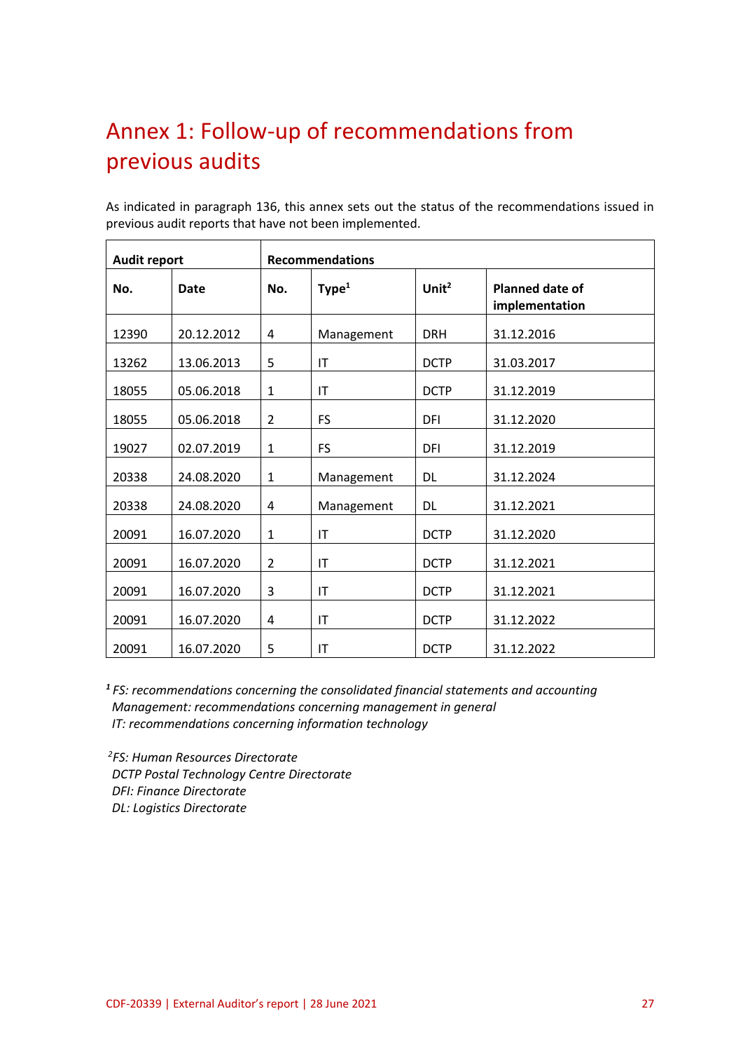# Annex 1: Follow-up of recommendations from previous audits

As indicated in paragraph 136, this annex sets out the status of the recommendations issued in previous audit reports that have not been implemented.

| Audit report | | Recommendations | | | |
|---|---|---|---|---|---|
| **No.** | **Date** | **No.** | **Type**[1] | **Unit**[2] | **Planned date of implementation** |
| 12390 | 20.12.2012 | 4 | Management | DRH | 31.12.2016 |
| 13262 | 13.06.2013 | 5 | IT | DCTP | 31.03.2017 |
| 18055 | 05.06.2018 | 1 | IT | DCTP | 31.12.2019 |
| 18055 | 05.06.2018 | 2 | FS | DFI | 31.12.2020 |
| 19027 | 02.07.2019 | 1 | FS | DFI | 31.12.2019 |
| 20338 | 24.08.2020 | 1 | Management | DL | 31.12.2024 |
| 20338 | 24.08.2020 | 4 | Management | DL | 31.12.2021 |
| 20091 | 16.07.2020 | 1 | IT | DCTP | 31.12.2020 |
| 20091 | 16.07.2020 | 2 | IT | DCTP | 31.12.2021 |
| 20091 | 16.07.2020 | 3 | IT | DCTP | 31.12.2021 |
| 20091 | 16.07.2020 | 4 | IT | DCTP | 31.12.2022 |
| 20091 | 16.07.2020 | 5 | IT | DCTP | 31.12.2022 |

[1] *FS: recommendations concerning the consolidated financial statements and accounting*
*Management: recommendations concerning management in general*
*IT: recommendations concerning information technology*

[2]*FS: Human Resources Directorate*
*DCTP Postal Technology Centre Directorate*
*DFI: Finance Directorate*
*DL: Logistics Directorate*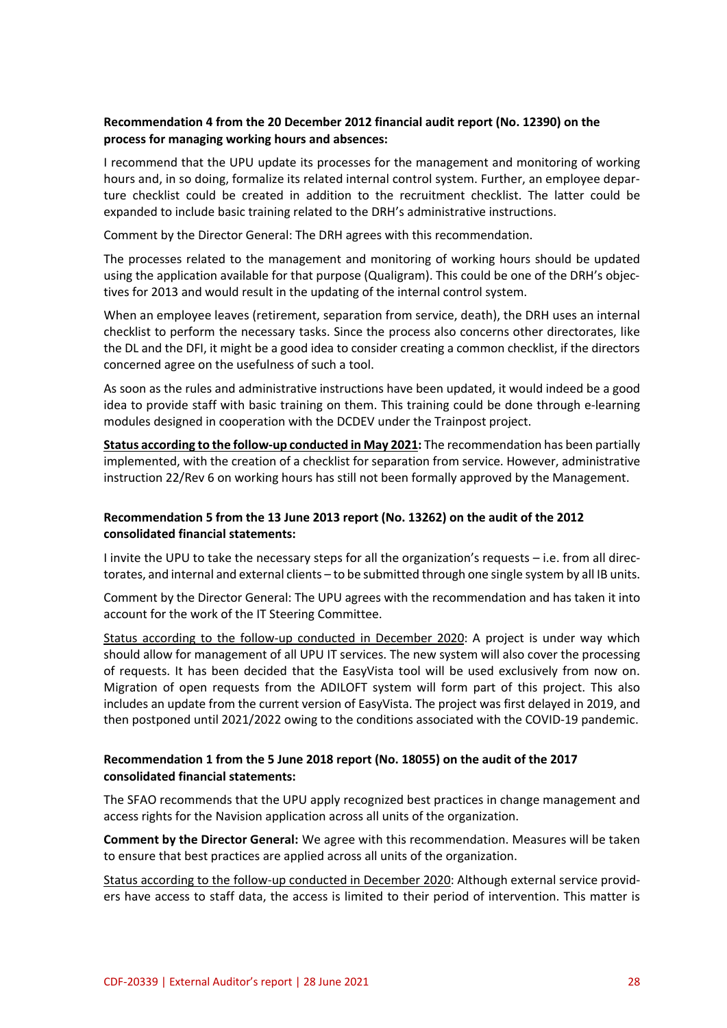**Recommendation 4 from the 20 December 2012 financial audit report (No. 12390) on the process for managing working hours and absences:**

I recommend that the UPU update its processes for the management and monitoring of working hours and, in so doing, formalize its related internal control system. Further, an employee departure checklist could be created in addition to the recruitment checklist. The latter could be expanded to include basic training related to the DRH's administrative instructions.

Comment by the Director General: The DRH agrees with this recommendation.

The processes related to the management and monitoring of working hours should be updated using the application available for that purpose (Qualigram). This could be one of the DRH's objectives for 2013 and would result in the updating of the internal control system.

When an employee leaves (retirement, separation from service, death), the DRH uses an internal checklist to perform the necessary tasks. Since the process also concerns other directorates, like the DL and the DFI, it might be a good idea to consider creating a common checklist, if the directors concerned agree on the usefulness of such a tool.

As soon as the rules and administrative instructions have been updated, it would indeed be a good idea to provide staff with basic training on them. This training could be done through e-learning modules designed in cooperation with the DCDEV under the Trainpost project.

**Status according to the follow-up conducted in May 2021:** The recommendation has been partially implemented, with the creation of a checklist for separation from service. However, administrative instruction 22/Rev 6 on working hours has still not been formally approved by the Management.

**Recommendation 5 from the 13 June 2013 report (No. 13262) on the audit of the 2012 consolidated financial statements:**

I invite the UPU to take the necessary steps for all the organization's requests – i.e. from all directorates, and internal and external clients – to be submitted through one single system by all IB units.

Comment by the Director General: The UPU agrees with the recommendation and has taken it into account for the work of the IT Steering Committee.

Status according to the follow-up conducted in December 2020: A project is under way which should allow for management of all UPU IT services. The new system will also cover the processing of requests. It has been decided that the EasyVista tool will be used exclusively from now on. Migration of open requests from the ADILOFT system will form part of this project. This also includes an update from the current version of EasyVista. The project was first delayed in 2019, and then postponed until 2021/2022 owing to the conditions associated with the COVID-19 pandemic.

**Recommendation 1 from the 5 June 2018 report (No. 18055) on the audit of the 2017 consolidated financial statements:**

The SFAO recommends that the UPU apply recognized best practices in change management and access rights for the Navision application across all units of the organization.

**Comment by the Director General:** We agree with this recommendation. Measures will be taken to ensure that best practices are applied across all units of the organization.

Status according to the follow-up conducted in December 2020: Although external service providers have access to staff data, the access is limited to their period of intervention. This matter is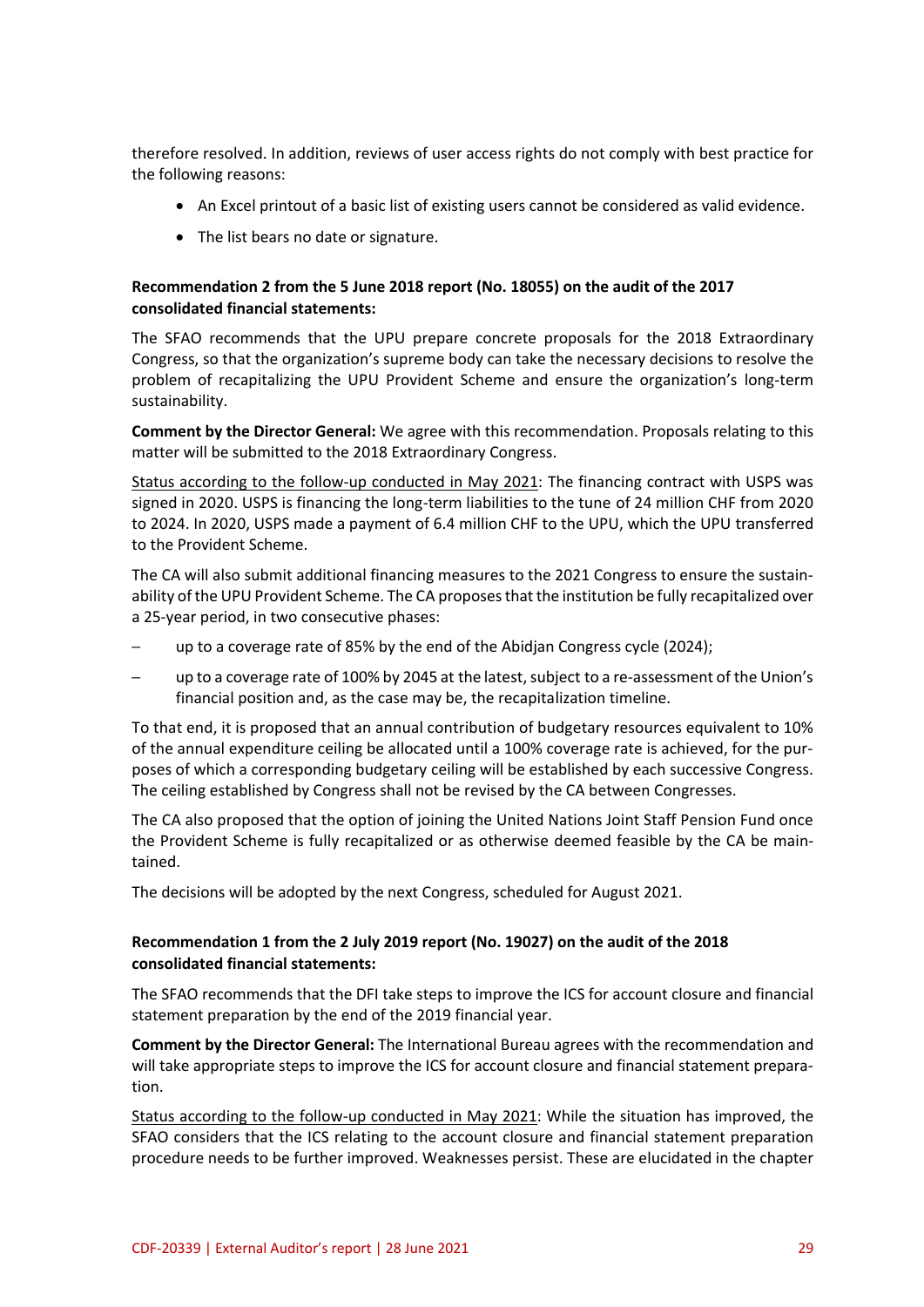therefore resolved. In addition, reviews of user access rights do not comply with best practice for the following reasons:

- An Excel printout of a basic list of existing users cannot be considered as valid evidence.
- The list bears no date or signature.

**Recommendation 2 from the 5 June 2018 report (No. 18055) on the audit of the 2017 consolidated financial statements:**

The SFAO recommends that the UPU prepare concrete proposals for the 2018 Extraordinary Congress, so that the organization's supreme body can take the necessary decisions to resolve the problem of recapitalizing the UPU Provident Scheme and ensure the organization's long-term sustainability.

**Comment by the Director General:** We agree with this recommendation. Proposals relating to this matter will be submitted to the 2018 Extraordinary Congress.

Status according to the follow-up conducted in May 2021: The financing contract with USPS was signed in 2020. USPS is financing the long-term liabilities to the tune of 24 million CHF from 2020 to 2024. In 2020, USPS made a payment of 6.4 million CHF to the UPU, which the UPU transferred to the Provident Scheme.

The CA will also submit additional financing measures to the 2021 Congress to ensure the sustainability of the UPU Provident Scheme. The CA proposes that the institution be fully recapitalized over a 25-year period, in two consecutive phases:

– up to a coverage rate of 85% by the end of the Abidjan Congress cycle (2024);
– up to a coverage rate of 100% by 2045 at the latest, subject to a re-assessment of the Union's financial position and, as the case may be, the recapitalization timeline.

To that end, it is proposed that an annual contribution of budgetary resources equivalent to 10% of the annual expenditure ceiling be allocated until a 100% coverage rate is achieved, for the purposes of which a corresponding budgetary ceiling will be established by each successive Congress. The ceiling established by Congress shall not be revised by the CA between Congresses.

The CA also proposed that the option of joining the United Nations Joint Staff Pension Fund once the Provident Scheme is fully recapitalized or as otherwise deemed feasible by the CA be maintained.

The decisions will be adopted by the next Congress, scheduled for August 2021.

**Recommendation 1 from the 2 July 2019 report (No. 19027) on the audit of the 2018 consolidated financial statements:**

The SFAO recommends that the DFI take steps to improve the ICS for account closure and financial statement preparation by the end of the 2019 financial year.

**Comment by the Director General:** The International Bureau agrees with the recommendation and will take appropriate steps to improve the ICS for account closure and financial statement preparation.

Status according to the follow-up conducted in May 2021: While the situation has improved, the SFAO considers that the ICS relating to the account closure and financial statement preparation procedure needs to be further improved. Weaknesses persist. These are elucidated in the chapter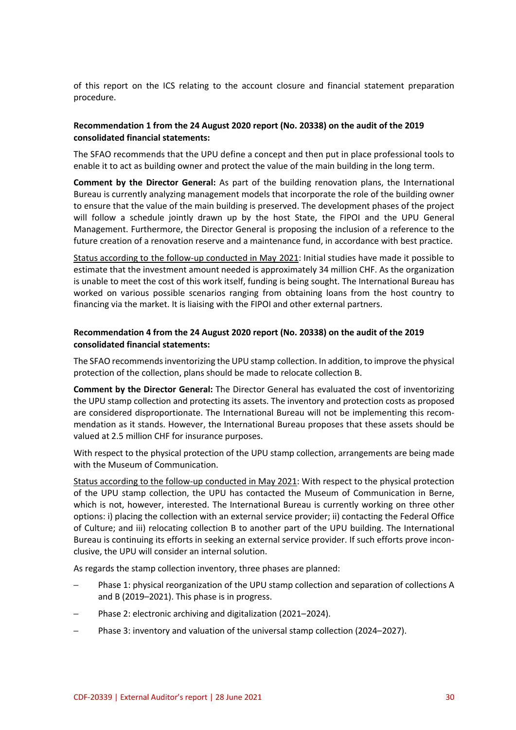of this report on the ICS relating to the account closure and financial statement preparation procedure.

**Recommendation 1 from the 24 August 2020 report (No. 20338) on the audit of the 2019 consolidated financial statements:**

The SFAO recommends that the UPU define a concept and then put in place professional tools to enable it to act as building owner and protect the value of the main building in the long term.

**Comment by the Director General:** As part of the building renovation plans, the International Bureau is currently analyzing management models that incorporate the role of the building owner to ensure that the value of the main building is preserved. The development phases of the project will follow a schedule jointly drawn up by the host State, the FIPOI and the UPU General Management. Furthermore, the Director General is proposing the inclusion of a reference to the future creation of a renovation reserve and a maintenance fund, in accordance with best practice.

Status according to the follow-up conducted in May 2021: Initial studies have made it possible to estimate that the investment amount needed is approximately 34 million CHF. As the organization is unable to meet the cost of this work itself, funding is being sought. The International Bureau has worked on various possible scenarios ranging from obtaining loans from the host country to financing via the market. It is liaising with the FIPOI and other external partners.

**Recommendation 4 from the 24 August 2020 report (No. 20338) on the audit of the 2019 consolidated financial statements:**

The SFAO recommends inventorizing the UPU stamp collection. In addition, to improve the physical protection of the collection, plans should be made to relocate collection B.

**Comment by the Director General:** The Director General has evaluated the cost of inventorizing the UPU stamp collection and protecting its assets. The inventory and protection costs as proposed are considered disproportionate. The International Bureau will not be implementing this recommendation as it stands. However, the International Bureau proposes that these assets should be valued at 2.5 million CHF for insurance purposes.

With respect to the physical protection of the UPU stamp collection, arrangements are being made with the Museum of Communication.

Status according to the follow-up conducted in May 2021: With respect to the physical protection of the UPU stamp collection, the UPU has contacted the Museum of Communication in Berne, which is not, however, interested. The International Bureau is currently working on three other options: i) placing the collection with an external service provider; ii) contacting the Federal Office of Culture; and iii) relocating collection B to another part of the UPU building. The International Bureau is continuing its efforts in seeking an external service provider. If such efforts prove inconclusive, the UPU will consider an internal solution.

As regards the stamp collection inventory, three phases are planned:

- Phase 1: physical reorganization of the UPU stamp collection and separation of collections A and B (2019–2021). This phase is in progress.
- Phase 2: electronic archiving and digitalization (2021–2024).
- Phase 3: inventory and valuation of the universal stamp collection (2024–2027).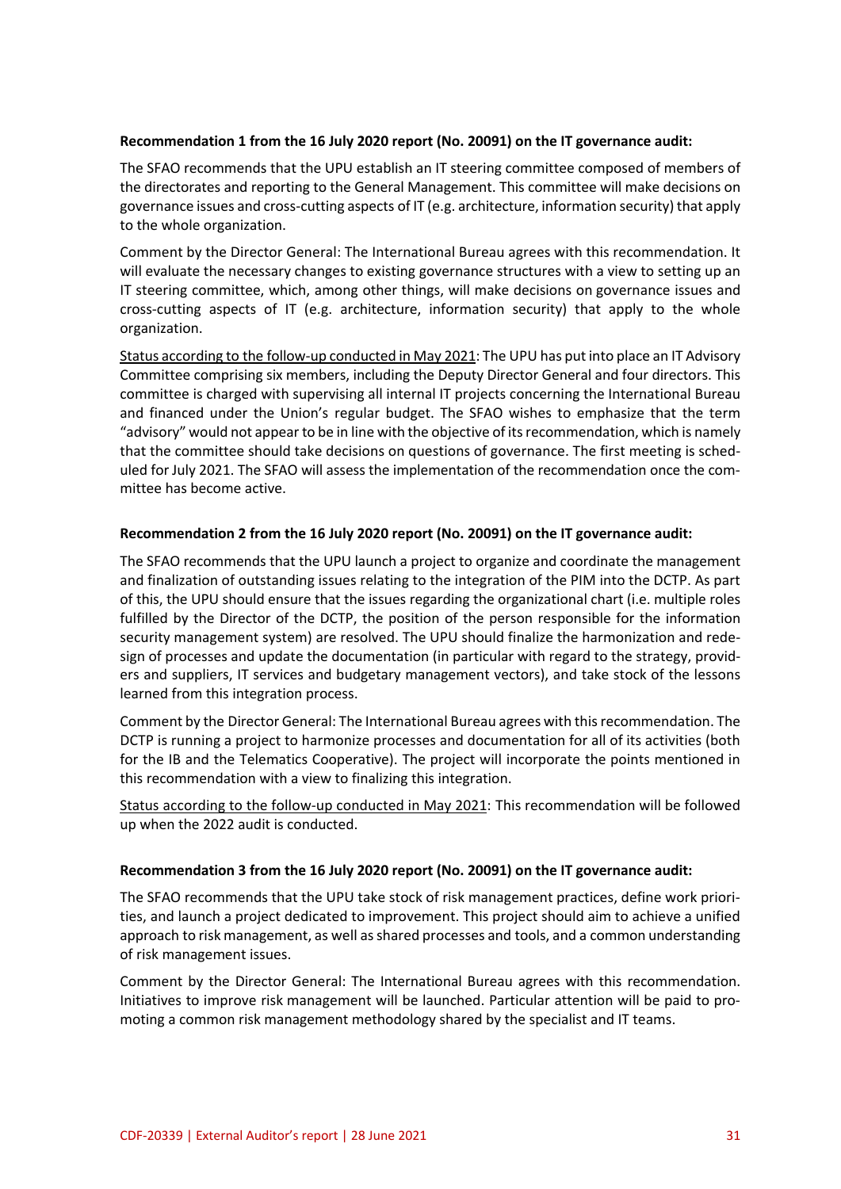**Recommendation 1 from the 16 July 2020 report (No. 20091) on the IT governance audit:**

The SFAO recommends that the UPU establish an IT steering committee composed of members of the directorates and reporting to the General Management. This committee will make decisions on governance issues and cross-cutting aspects of IT (e.g. architecture, information security) that apply to the whole organization.

Comment by the Director General: The International Bureau agrees with this recommendation. It will evaluate the necessary changes to existing governance structures with a view to setting up an IT steering committee, which, among other things, will make decisions on governance issues and cross-cutting aspects of IT (e.g. architecture, information security) that apply to the whole organization.

Status according to the follow-up conducted in May 2021: The UPU has put into place an IT Advisory Committee comprising six members, including the Deputy Director General and four directors. This committee is charged with supervising all internal IT projects concerning the International Bureau and financed under the Union's regular budget. The SFAO wishes to emphasize that the term "advisory" would not appear to be in line with the objective of its recommendation, which is namely that the committee should take decisions on questions of governance. The first meeting is scheduled for July 2021. The SFAO will assess the implementation of the recommendation once the committee has become active.

**Recommendation 2 from the 16 July 2020 report (No. 20091) on the IT governance audit:**

The SFAO recommends that the UPU launch a project to organize and coordinate the management and finalization of outstanding issues relating to the integration of the PIM into the DCTP. As part of this, the UPU should ensure that the issues regarding the organizational chart (i.e. multiple roles fulfilled by the Director of the DCTP, the position of the person responsible for the information security management system) are resolved. The UPU should finalize the harmonization and redesign of processes and update the documentation (in particular with regard to the strategy, providers and suppliers, IT services and budgetary management vectors), and take stock of the lessons learned from this integration process.

Comment by the Director General: The International Bureau agrees with this recommendation. The DCTP is running a project to harmonize processes and documentation for all of its activities (both for the IB and the Telematics Cooperative). The project will incorporate the points mentioned in this recommendation with a view to finalizing this integration.

Status according to the follow-up conducted in May 2021: This recommendation will be followed up when the 2022 audit is conducted.

**Recommendation 3 from the 16 July 2020 report (No. 20091) on the IT governance audit:**

The SFAO recommends that the UPU take stock of risk management practices, define work priorities, and launch a project dedicated to improvement. This project should aim to achieve a unified approach to risk management, as well as shared processes and tools, and a common understanding of risk management issues.

Comment by the Director General: The International Bureau agrees with this recommendation. Initiatives to improve risk management will be launched. Particular attention will be paid to promoting a common risk management methodology shared by the specialist and IT teams.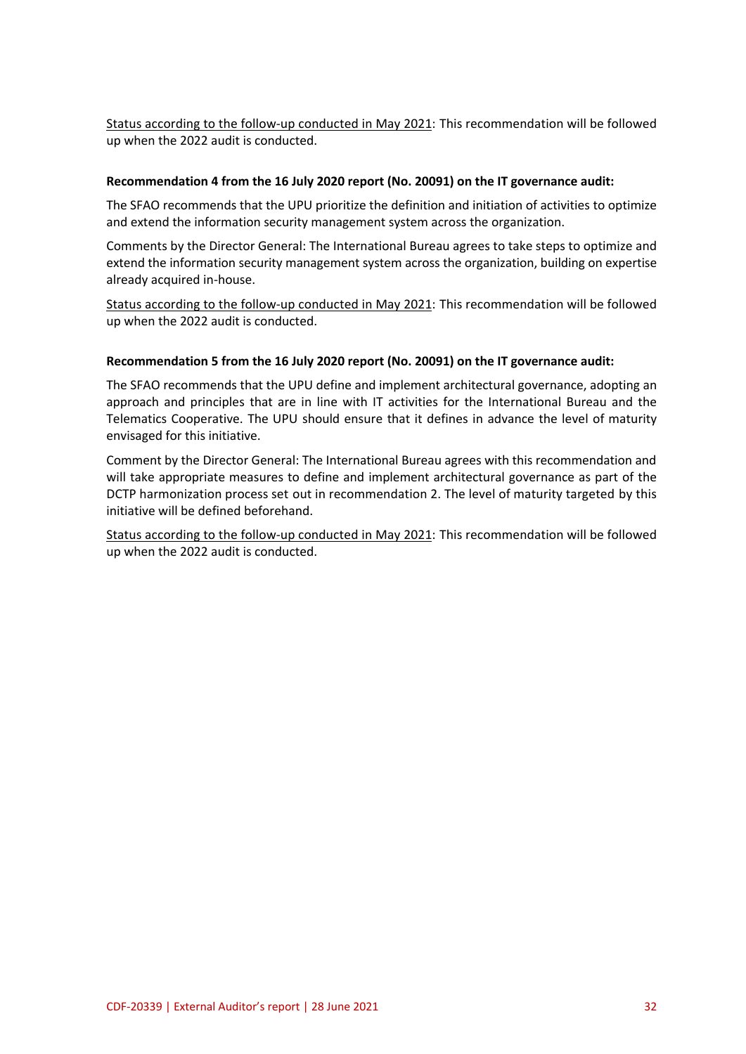<u>Status according to the follow-up conducted in May 2021</u>: This recommendation will be followed up when the 2022 audit is conducted.

**Recommendation 4 from the 16 July 2020 report (No. 20091) on the IT governance audit:**

The SFAO recommends that the UPU prioritize the definition and initiation of activities to optimize and extend the information security management system across the organization.

Comments by the Director General: The International Bureau agrees to take steps to optimize and extend the information security management system across the organization, building on expertise already acquired in-house.

<u>Status according to the follow-up conducted in May 2021</u>: This recommendation will be followed up when the 2022 audit is conducted.

**Recommendation 5 from the 16 July 2020 report (No. 20091) on the IT governance audit:**

The SFAO recommends that the UPU define and implement architectural governance, adopting an approach and principles that are in line with IT activities for the International Bureau and the Telematics Cooperative. The UPU should ensure that it defines in advance the level of maturity envisaged for this initiative.

Comment by the Director General: The International Bureau agrees with this recommendation and will take appropriate measures to define and implement architectural governance as part of the DCTP harmonization process set out in recommendation 2. The level of maturity targeted by this initiative will be defined beforehand.

<u>Status according to the follow-up conducted in May 2021</u>: This recommendation will be followed up when the 2022 audit is conducted.